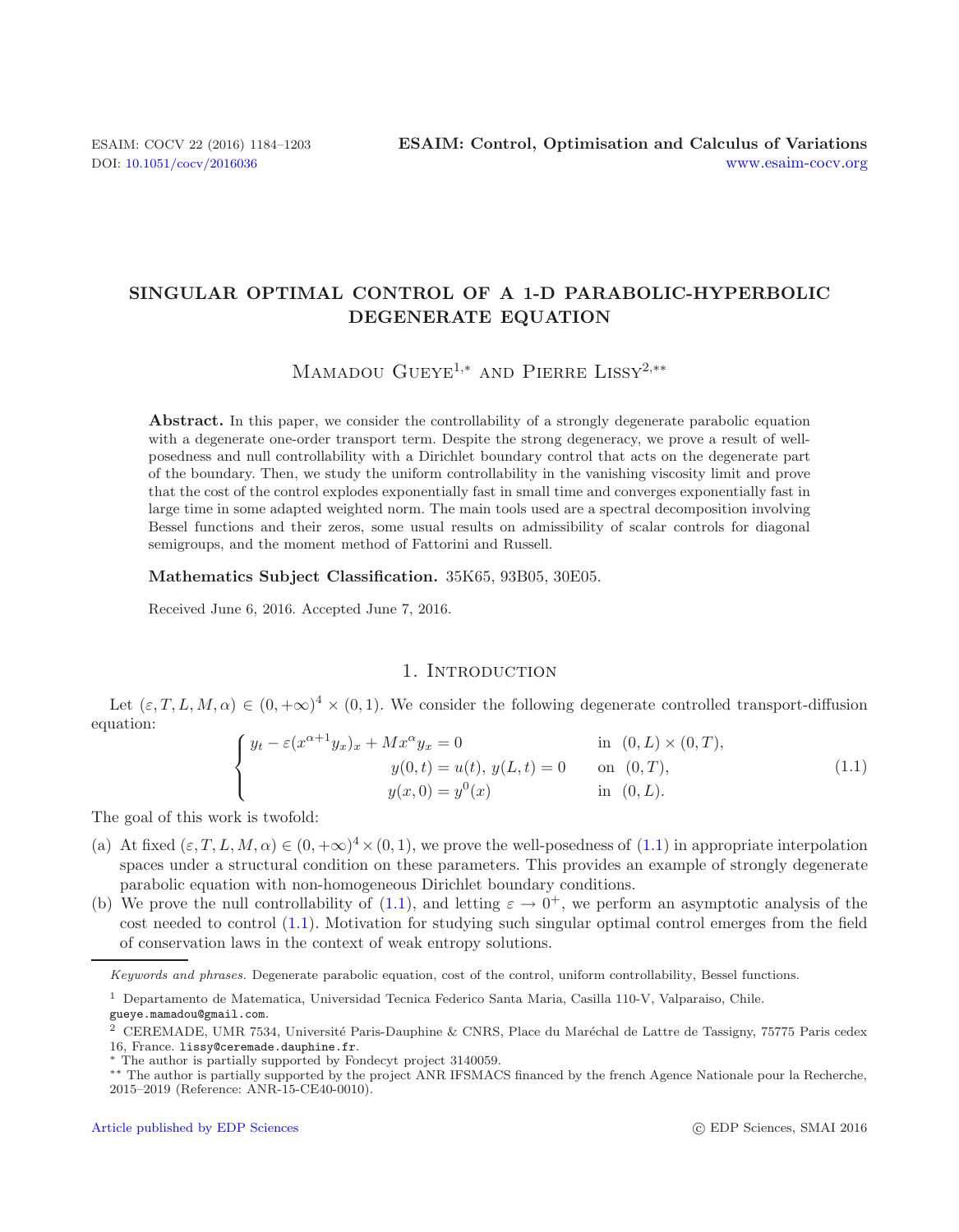# SINGULAR OPTIMAL CONTROL OF A 1-D PARABOLIC-HYPERBOLIC DEGENERATE EQUATION

Mamadou Gueye[1,*] and Pierre Lissy[2,**]

**Abstract.** In this paper, we consider the controllability of a strongly degenerate parabolic equation with a degenerate one-order transport term. Despite the strong degeneracy, we prove a result of well-posedness and null controllability with a Dirichlet boundary control that acts on the degenerate part of the boundary. Then, we study the uniform controllability in the vanishing viscosity limit and prove that the cost of the control explodes exponentially fast in small time and converges exponentially fast in large time in some adapted weighted norm. The main tools used are a spectral decomposition involving Bessel functions and their zeros, some usual results on admissibility of scalar controls for diagonal semigroups, and the moment method of Fattorini and Russell.

**Mathematics Subject Classification.** 35K65, 93B05, 30E05.

Received June 6, 2016. Accepted June 7, 2016.

## 1. Introduction

Let $(\varepsilon, T, L, M, \alpha) \in (0, +\infty)^4 \times (0, 1)$. We consider the following degenerate controlled transport-diffusion equation:

$$\begin{cases} y_t - \varepsilon(x^{\alpha+1} y_x)_x + M x^\alpha y_x = 0 & \text{in } (0, L) \times (0, T), \\ y(0, t) = u(t),\ y(L, t) = 0 & \text{on } (0, T), \\ y(x, 0) = y^0(x) & \text{in } (0, L). \end{cases} \tag{1.1}$$

The goal of this work is twofold:

(a) At fixed $(\varepsilon, T, L, M, \alpha) \in (0, +\infty)^4 \times (0, 1)$, we prove the well-posedness of (1.1) in appropriate interpolation spaces under a structural condition on these parameters. This provides an example of strongly degenerate parabolic equation with non-homogeneous Dirichlet boundary conditions.

(b) We prove the null controllability of (1.1), and letting $\varepsilon \to 0^+$, we perform an asymptotic analysis of the cost needed to control (1.1). Motivation for studying such singular optimal control emerges from the field of conservation laws in the context of weak entropy solutions.

*Keywords and phrases.* Degenerate parabolic equation, cost of the control, uniform controllability, Bessel functions.

[1] Departamento de Matematica, Universidad Tecnica Federico Santa Maria, Casilla 110-V, Valparaiso, Chile. gueye.mamadou@gmail.com.

[2] CEREMADE, UMR 7534, Université Paris-Dauphine & CNRS, Place du Maréchal de Lattre de Tassigny, 75775 Paris cedex 16, France. lissy@ceremade.dauphine.fr.

[*] The author is partially supported by Fondecyt project 3140059.

[**] The author is partially supported by the project ANR IFSMACS financed by the french Agence Nationale pour la Recherche, 2015–2019 (Reference: ANR-15-CE40-0010).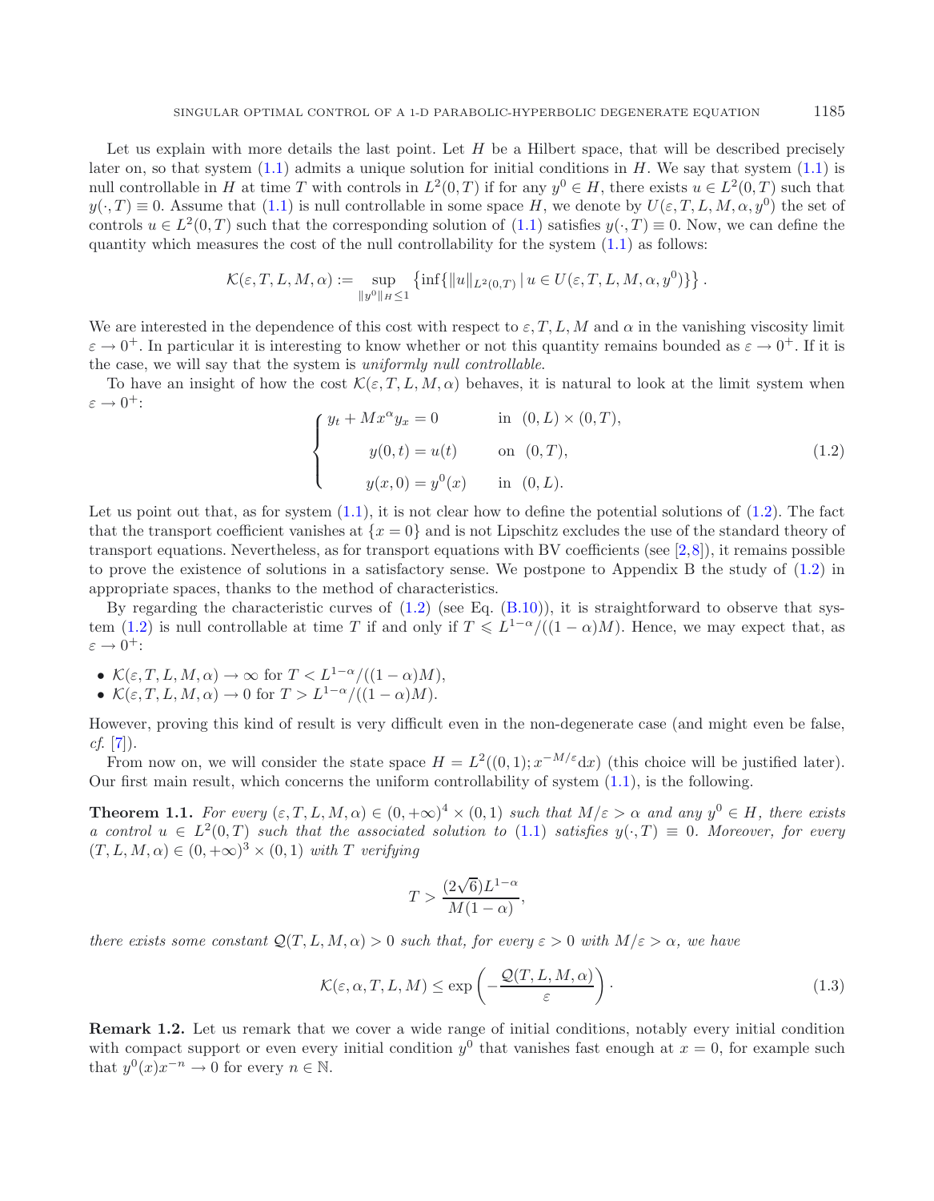Let us explain with more details the last point. Let $H$ be a Hilbert space, that will be described precisely later on, so that system (1.1) admits a unique solution for initial conditions in $H$. We say that system (1.1) is null controllable in $H$ at time $T$ with controls in $L^2(0,T)$ if for any $y^0 \in H$, there exists $u \in L^2(0,T)$ such that $y(\cdot,T) \equiv 0$. Assume that (1.1) is null controllable in some space $H$, we denote by $U(\varepsilon,T,L,M,\alpha,y^0)$ the set of controls $u \in L^2(0,T)$ such that the corresponding solution of (1.1) satisfies $y(\cdot,T) \equiv 0$. Now, we can define the quantity which measures the cost of the null controllability for the system (1.1) as follows:

$$\mathcal{K}(\varepsilon,T,L,M,\alpha) := \sup_{\|y^0\|_H \leq 1} \left\{ \inf\{\|u\|_{L^2(0,T)} \,|\, u \in U(\varepsilon,T,L,M,\alpha,y^0)\} \right\}.$$

We are interested in the dependence of this cost with respect to $\varepsilon, T, L, M$ and $\alpha$ in the vanishing viscosity limit $\varepsilon \to 0^+$. In particular it is interesting to know whether or not this quantity remains bounded as $\varepsilon \to 0^+$. If it is the case, we will say that the system is *uniformly null controllable*.

To have an insight of how the cost $\mathcal{K}(\varepsilon,T,L,M,\alpha)$ behaves, it is natural to look at the limit system when $\varepsilon \to 0^+$:

$$\begin{cases} y_t + Mx^\alpha y_x = 0 & \text{in } (0,L) \times (0,T), \\ y(0,t) = u(t) & \text{on } (0,T), \\ y(x,0) = y^0(x) & \text{in } (0,L). \end{cases} \tag{1.2}$$

Let us point out that, as for system (1.1), it is not clear how to define the potential solutions of (1.2). The fact that the transport coefficient vanishes at $\{x=0\}$ and is not Lipschitz excludes the use of the standard theory of transport equations. Nevertheless, as for transport equations with BV coefficients (see [2,8]), it remains possible to prove the existence of solutions in a satisfactory sense. We postpone to Appendix B the study of (1.2) in appropriate spaces, thanks to the method of characteristics.

By regarding the characteristic curves of (1.2) (see Eq. (B.10)), it is straightforward to observe that system (1.2) is null controllable at time $T$ if and only if $T \leqslant L^{1-\alpha}/((1-\alpha)M)$. Hence, we may expect that, as $\varepsilon \to 0^+$:

- $\mathcal{K}(\varepsilon,T,L,M,\alpha) \to \infty$ for $T < L^{1-\alpha}/((1-\alpha)M)$,
- $\mathcal{K}(\varepsilon,T,L,M,\alpha) \to 0$ for $T > L^{1-\alpha}/((1-\alpha)M)$.

However, proving this kind of result is very difficult even in the non-degenerate case (and might even be false, *cf.* [7]).

From now on, we will consider the state space $H = L^2((0,1); x^{-M/\varepsilon}\mathrm{d}x)$ (this choice will be justified later). Our first main result, which concerns the uniform controllability of system (1.1), is the following.

**Theorem 1.1.** *For every $(\varepsilon,T,L,M,\alpha) \in (0,+\infty)^4 \times (0,1)$ such that $M/\varepsilon > \alpha$ and any $y^0 \in H$, there exists a control $u \in L^2(0,T)$ such that the associated solution to (1.1) satisfies $y(\cdot,T) \equiv 0$. Moreover, for every $(T,L,M,\alpha) \in (0,+\infty)^3 \times (0,1)$ with $T$ verifying*

$$T > \frac{(2\sqrt{6})L^{1-\alpha}}{M(1-\alpha)},$$

*there exists some constant $\mathcal{Q}(T,L,M,\alpha) > 0$ such that, for every $\varepsilon > 0$ with $M/\varepsilon > \alpha$, we have*

$$\mathcal{K}(\varepsilon,\alpha,T,L,M) \leq \exp\left(-\frac{\mathcal{Q}(T,L,M,\alpha)}{\varepsilon}\right). \tag{1.3}$$

**Remark 1.2.** Let us remark that we cover a wide range of initial conditions, notably every initial condition with compact support or even every initial condition $y^0$ that vanishes fast enough at $x=0$, for example such that $y^0(x)x^{-n} \to 0$ for every $n \in \mathbb{N}$.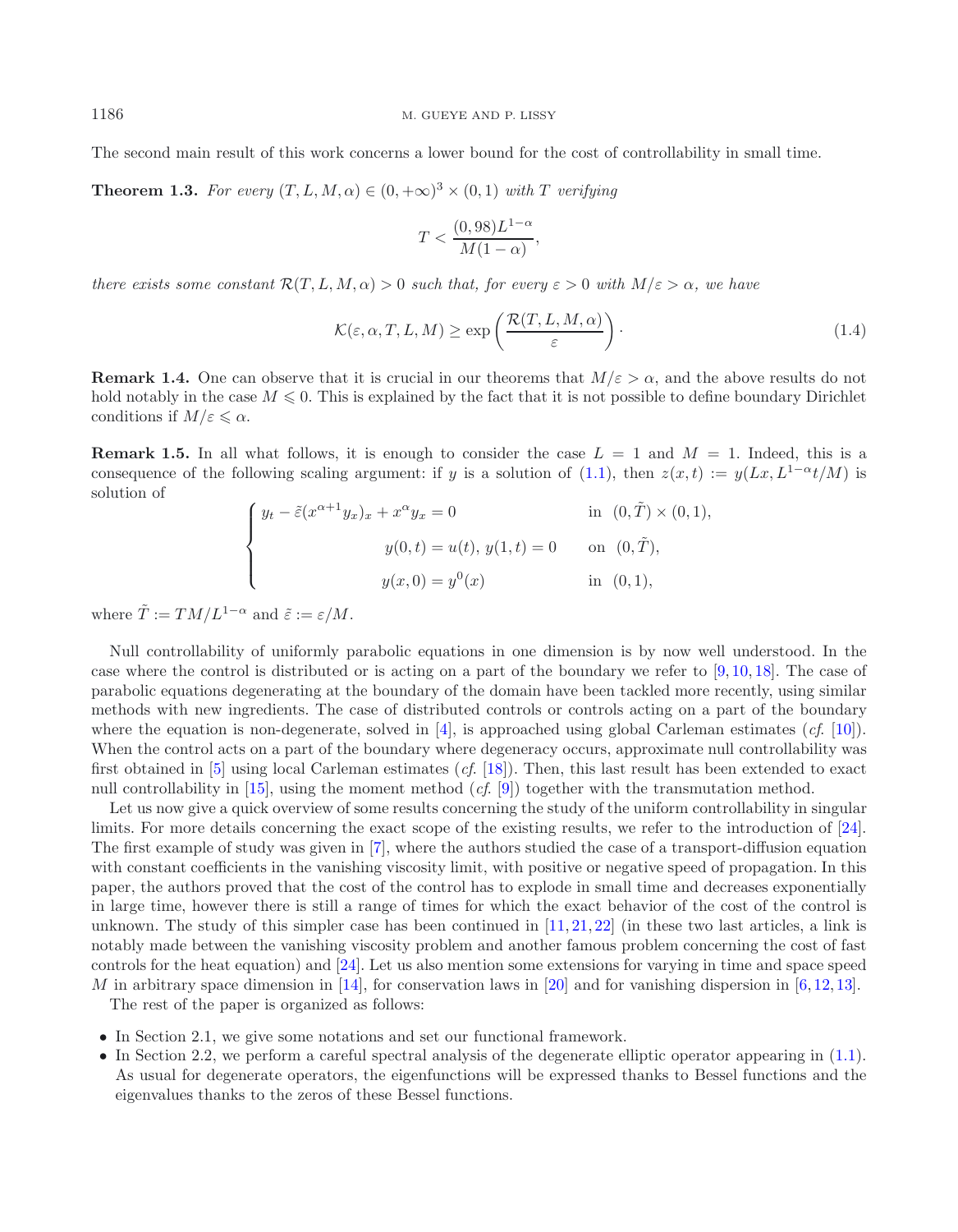The second main result of this work concerns a lower bound for the cost of controllability in small time.

**Theorem 1.3.** *For every* $(T, L, M, \alpha) \in (0, +\infty)^3 \times (0, 1)$ *with* $T$ *verifying*

$$T < \frac{(0,98)L^{1-\alpha}}{M(1-\alpha)},$$

*there exists some constant* $\mathcal{R}(T, L, M, \alpha) > 0$ *such that, for every* $\varepsilon > 0$ *with* $M/\varepsilon > \alpha$*, we have*

$$\mathcal{K}(\varepsilon, \alpha, T, L, M) \geq \exp\left(\frac{\mathcal{R}(T, L, M, \alpha)}{\varepsilon}\right). \tag{1.4}$$

**Remark 1.4.** One can observe that it is crucial in our theorems that $M/\varepsilon > \alpha$, and the above results do not hold notably in the case $M \leqslant 0$. This is explained by the fact that it is not possible to define boundary Dirichlet conditions if $M/\varepsilon \leqslant \alpha$.

**Remark 1.5.** In all what follows, it is enough to consider the case $L = 1$ and $M = 1$. Indeed, this is a consequence of the following scaling argument: if $y$ is a solution of (1.1), then $z(x, t) := y(Lx, L^{1-\alpha}t/M)$ is solution of

$$\begin{cases} y_t - \tilde{\varepsilon}(x^{\alpha+1}y_x)_x + x^{\alpha}y_x = 0 & \text{in } (0, \tilde{T}) \times (0, 1), \\ y(0, t) = u(t),\ y(1, t) = 0 & \text{on } (0, \tilde{T}), \\ y(x, 0) = y^0(x) & \text{in } (0, 1), \end{cases}$$

where $\tilde{T} := TM/L^{1-\alpha}$ and $\tilde{\varepsilon} := \varepsilon/M$.

Null controllability of uniformly parabolic equations in one dimension is by now well understood. In the case where the control is distributed or is acting on a part of the boundary we refer to [9, 10, 18]. The case of parabolic equations degenerating at the boundary of the domain have been tackled more recently, using similar methods with new ingredients. The case of distributed controls or controls acting on a part of the boundary where the equation is non-degenerate, solved in [4], is approached using global Carleman estimates (*cf.* [10]). When the control acts on a part of the boundary where degeneracy occurs, approximate null controllability was first obtained in [5] using local Carleman estimates (*cf.* [18]). Then, this last result has been extended to exact null controllability in [15], using the moment method (*cf.* [9]) together with the transmutation method.

Let us now give a quick overview of some results concerning the study of the uniform controllability in singular limits. For more details concerning the exact scope of the existing results, we refer to the introduction of [24]. The first example of study was given in [7], where the authors studied the case of a transport-diffusion equation with constant coefficients in the vanishing viscosity limit, with positive or negative speed of propagation. In this paper, the authors proved that the cost of the control has to explode in small time and decreases exponentially in large time, however there is still a range of times for which the exact behavior of the cost of the control is unknown. The study of this simpler case has been continued in [11, 21, 22] (in these two last articles, a link is notably made between the vanishing viscosity problem and another famous problem concerning the cost of fast controls for the heat equation) and [24]. Let us also mention some extensions for varying in time and space speed $M$ in arbitrary space dimension in [14], for conservation laws in [20] and for vanishing dispersion in [6, 12, 13].

The rest of the paper is organized as follows:

- In Section 2.1, we give some notations and set our functional framework.
- In Section 2.2, we perform a careful spectral analysis of the degenerate elliptic operator appearing in (1.1). As usual for degenerate operators, the eigenfunctions will be expressed thanks to Bessel functions and the eigenvalues thanks to the zeros of these Bessel functions.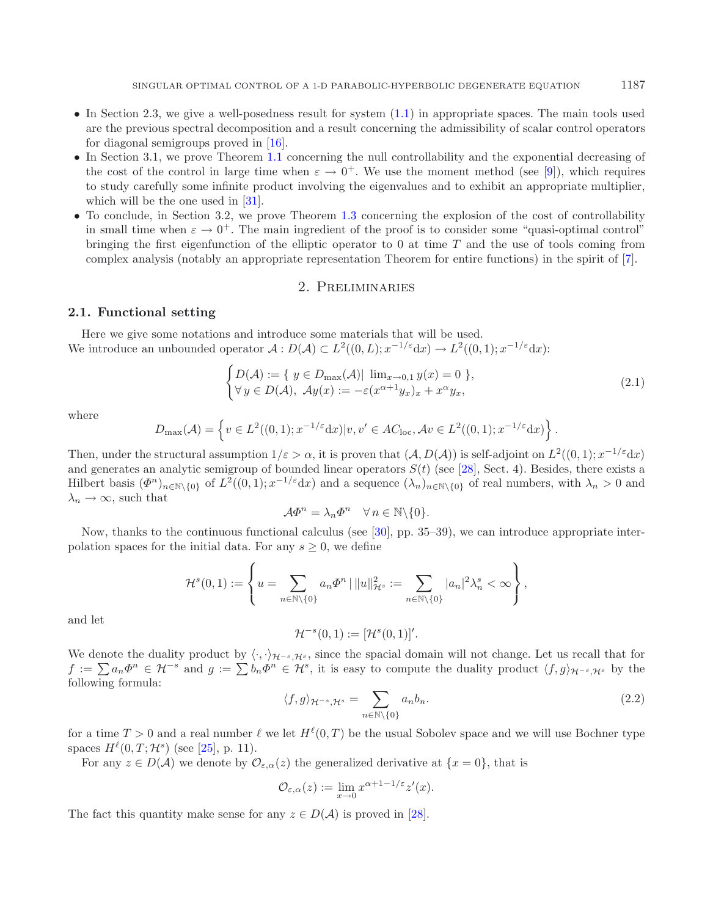- In Section 2.3, we give a well-posedness result for system (1.1) in appropriate spaces. The main tools used are the previous spectral decomposition and a result concerning the admissibility of scalar control operators for diagonal semigroups proved in [16].
- In Section 3.1, we prove Theorem 1.1 concerning the null controllability and the exponential decreasing of the cost of the control in large time when $\varepsilon \to 0^+$. We use the moment method (see [9]), which requires to study carefully some infinite product involving the eigenvalues and to exhibit an appropriate multiplier, which will be the one used in [31].
- To conclude, in Section 3.2, we prove Theorem 1.3 concerning the explosion of the cost of controllability in small time when $\varepsilon \to 0^+$. The main ingredient of the proof is to consider some "quasi-optimal control" bringing the first eigenfunction of the elliptic operator to 0 at time $T$ and the use of tools coming from complex analysis (notably an appropriate representation Theorem for entire functions) in the spirit of [7].

## 2. Preliminaries

### 2.1. Functional setting

Here we give some notations and introduce some materials that will be used.
We introduce an unbounded operator $\mathcal{A} : D(\mathcal{A}) \subset L^2((0, L); x^{-1/\varepsilon}\mathrm{d}x) \to L^2((0, 1); x^{-1/\varepsilon}\mathrm{d}x)$:

$$\begin{cases} D(\mathcal{A}) := \{\ y \in D_{\max}(\mathcal{A}) |\ \lim_{x \to 0,1} y(x) = 0\ \}, \\ \forall\, y \in D(\mathcal{A}),\ \mathcal{A}y(x) := -\varepsilon(x^{\alpha+1}y_x)_x + x^{\alpha}y_x, \end{cases} \tag{2.1}$$

where

$$D_{\max}(\mathcal{A}) = \left\{ v \in L^2((0,1); x^{-1/\varepsilon}\mathrm{d}x) | v, v' \in AC_{\text{loc}}, \mathcal{A}v \in L^2((0,1); x^{-1/\varepsilon}\mathrm{d}x) \right\}.$$

Then, under the structural assumption $1/\varepsilon > \alpha$, it is proven that $(\mathcal{A}, D(\mathcal{A}))$ is self-adjoint on $L^2((0,1); x^{-1/\varepsilon}\mathrm{d}x)$ and generates an analytic semigroup of bounded linear operators $S(t)$ (see [28], Sect. 4). Besides, there exists a Hilbert basis $(\Phi^n)_{n \in \mathbb{N}\backslash\{0\}}$ of $L^2((0,1); x^{-1/\varepsilon}\mathrm{d}x)$ and a sequence $(\lambda_n)_{n \in \mathbb{N}\backslash\{0\}}$ of real numbers, with $\lambda_n > 0$ and $\lambda_n \to \infty$, such that

$$\mathcal{A}\Phi^n = \lambda_n \Phi^n \quad \forall\, n \in \mathbb{N}\backslash\{0\}.$$

Now, thanks to the continuous functional calculus (see [30], pp. 35–39), we can introduce appropriate interpolation spaces for the initial data. For any $s \geq 0$, we define

$$\mathcal{H}^s(0,1) := \left\{ u = \sum_{n \in \mathbb{N}\backslash\{0\}} a_n \Phi^n \,|\, \|u\|^2_{\mathcal{H}^s} := \sum_{n \in \mathbb{N}\backslash\{0\}} |a_n|^2 \lambda_n^s < \infty \right\},$$

and let

$$\mathcal{H}^{-s}(0,1) := [\mathcal{H}^s(0,1)]'.$$

We denote the duality product by $\langle \cdot, \cdot \rangle_{\mathcal{H}^{-s}, \mathcal{H}^s}$, since the spacial domain will not change. Let us recall that for $f := \sum a_n \Phi^n \in \mathcal{H}^{-s}$ and $g := \sum b_n \Phi^n \in \mathcal{H}^s$, it is easy to compute the duality product $\langle f, g \rangle_{\mathcal{H}^{-s}, \mathcal{H}^s}$ by the following formula:

$$\langle f, g \rangle_{\mathcal{H}^{-s}, \mathcal{H}^s} = \sum_{n \in \mathbb{N}\backslash\{0\}} a_n b_n. \tag{2.2}$$

for a time $T > 0$ and a real number $\ell$ we let $H^{\ell}(0,T)$ be the usual Sobolev space and we will use Bochner type spaces $H^{\ell}(0,T; \mathcal{H}^s)$ (see [25], p. 11).

For any $z \in D(\mathcal{A})$ we denote by $\mathcal{O}_{\varepsilon,\alpha}(z)$ the generalized derivative at $\{x = 0\}$, that is

$$\mathcal{O}_{\varepsilon,\alpha}(z) := \lim_{x \to 0} x^{\alpha+1-1/\varepsilon} z'(x).$$

The fact this quantity make sense for any $z \in D(\mathcal{A})$ is proved in [28].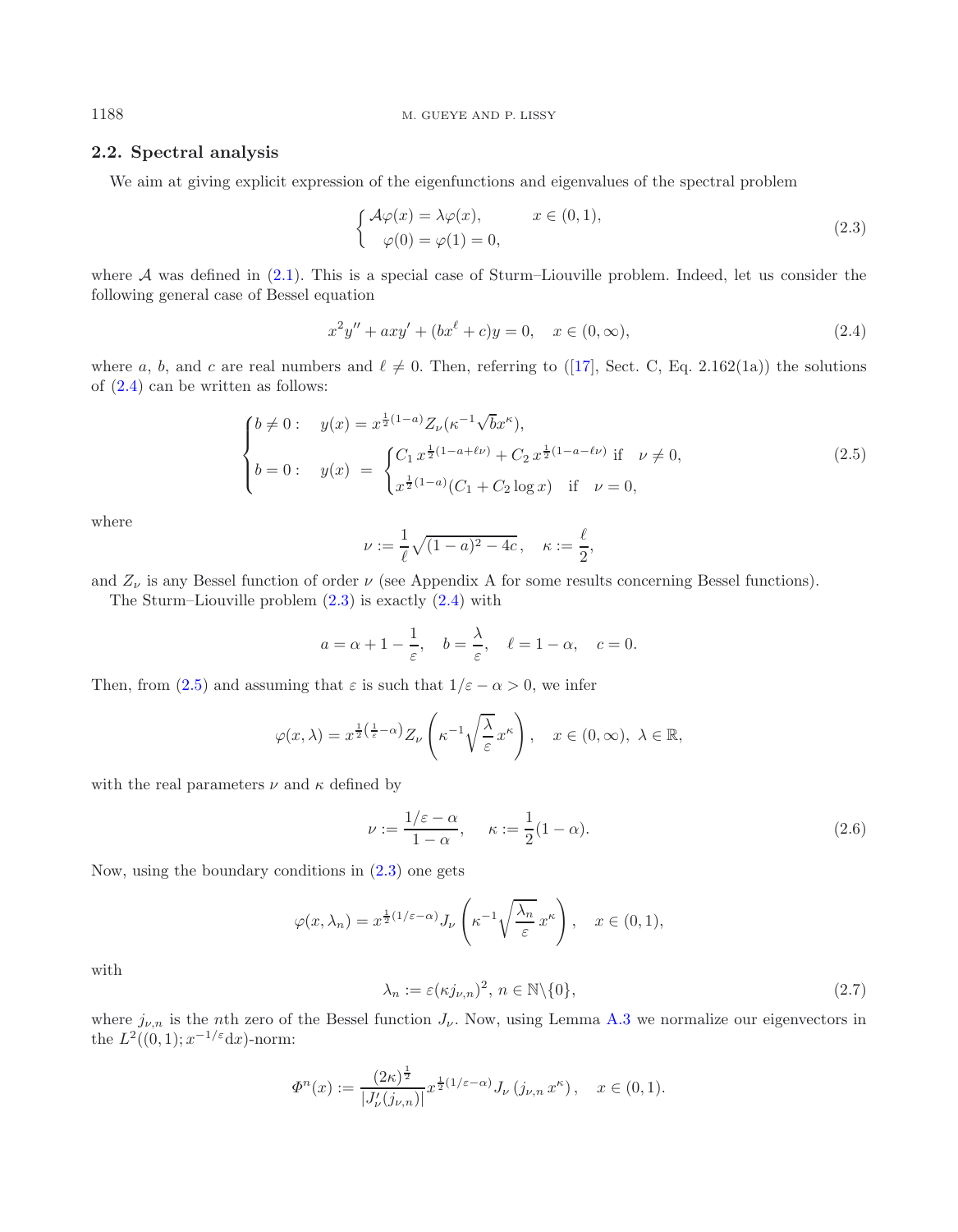### 2.2. Spectral analysis

We aim at giving explicit expression of the eigenfunctions and eigenvalues of the spectral problem

$$\begin{cases} \mathcal{A}\varphi(x) = \lambda\varphi(x), & x \in (0,1), \\ \varphi(0) = \varphi(1) = 0, \end{cases} \tag{2.3}$$

where $\mathcal{A}$ was defined in (2.1). This is a special case of Sturm–Liouville problem. Indeed, let us consider the following general case of Bessel equation

$$x^2 y'' + axy' + (bx^\ell + c)y = 0, \quad x \in (0, \infty), \tag{2.4}$$

where $a$, $b$, and $c$ are real numbers and $\ell \neq 0$. Then, referring to ([17], Sect. C, Eq. 2.162(1a)) the solutions of (2.4) can be written as follows:

$$\begin{cases} b \neq 0 : \quad y(x) = x^{\frac{1}{2}(1-a)} Z_\nu(\kappa^{-1}\sqrt{b}x^\kappa), \\ b = 0 : \quad y(x) \ = \ \begin{cases} C_1 \, x^{\frac{1}{2}(1-a+\ell\nu)} + C_2 \, x^{\frac{1}{2}(1-a-\ell\nu)} & \text{if} \quad \nu \neq 0, \\ x^{\frac{1}{2}(1-a)}(C_1 + C_2 \log x) & \text{if} \quad \nu = 0, \end{cases} \end{cases} \tag{2.5}$$

where

$$\nu := \frac{1}{\ell}\sqrt{(1-a)^2 - 4c}, \quad \kappa := \frac{\ell}{2},$$

and $Z_\nu$ is any Bessel function of order $\nu$ (see Appendix A for some results concerning Bessel functions).

The Sturm–Liouville problem (2.3) is exactly (2.4) with

$$a = \alpha + 1 - \frac{1}{\varepsilon}, \quad b = \frac{\lambda}{\varepsilon}, \quad \ell = 1 - \alpha, \quad c = 0.$$

Then, from (2.5) and assuming that $\varepsilon$ is such that $1/\varepsilon - \alpha > 0$, we infer

$$\varphi(x, \lambda) = x^{\frac{1}{2}\left(\frac{1}{\varepsilon} - \alpha\right)} Z_\nu \left( \kappa^{-1} \sqrt{\frac{\lambda}{\varepsilon}} x^\kappa \right), \quad x \in (0, \infty), \ \lambda \in \mathbb{R},$$

with the real parameters $\nu$ and $\kappa$ defined by

$$\nu := \frac{1/\varepsilon - \alpha}{1 - \alpha}, \quad \kappa := \frac{1}{2}(1 - \alpha). \tag{2.6}$$

Now, using the boundary conditions in (2.3) one gets

$$\varphi(x, \lambda_n) = x^{\frac{1}{2}(1/\varepsilon - \alpha)} J_\nu \left( \kappa^{-1} \sqrt{\frac{\lambda_n}{\varepsilon}} x^\kappa \right), \quad x \in (0,1),$$

with

$$\lambda_n := \varepsilon(\kappa j_{\nu,n})^2, \, n \in \mathbb{N} \backslash \{0\}, \tag{2.7}$$

where $j_{\nu,n}$ is the $n$th zero of the Bessel function $J_\nu$. Now, using Lemma A.3 we normalize our eigenvectors in the $L^2((0,1); x^{-1/\varepsilon}\mathrm{d}x)$-norm:

$$\Phi^n(x) := \frac{(2\kappa)^{\frac{1}{2}}}{|J'_\nu(j_{\nu,n})|} x^{\frac{1}{2}(1/\varepsilon - \alpha)} J_\nu \left( j_{\nu,n} \, x^\kappa \right), \quad x \in (0,1).$$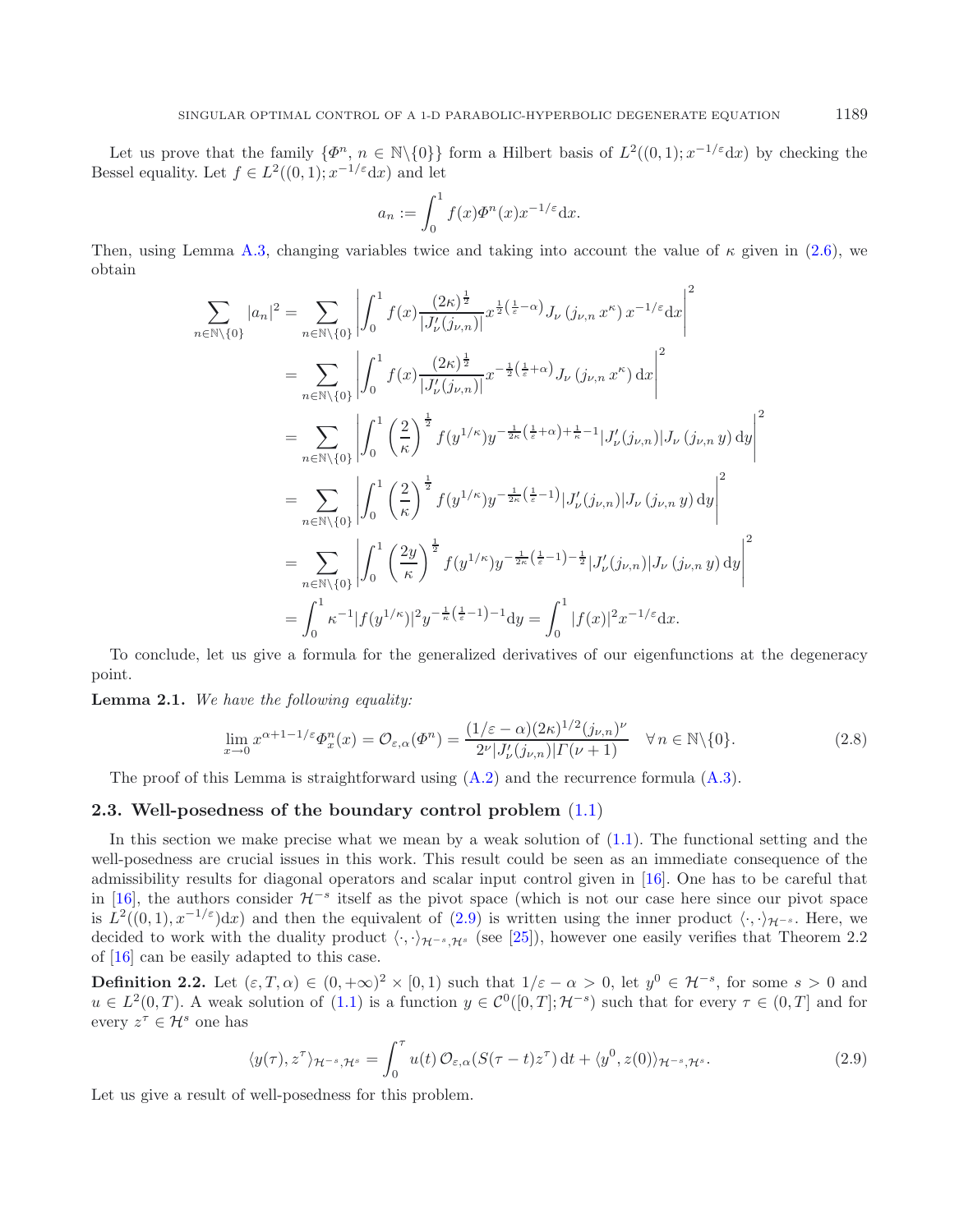Let us prove that the family $\{\Phi^n,\, n\in\mathbb{N}\backslash\{0\}\}$ form a Hilbert basis of $L^2((0,1);x^{-1/\varepsilon}\mathrm{d}x)$ by checking the Bessel equality. Let $f\in L^2((0,1);x^{-1/\varepsilon}\mathrm{d}x)$ and let

$$a_n := \int_0^1 f(x)\Phi^n(x)x^{-1/\varepsilon}\mathrm{d}x.$$

Then, using Lemma A.3, changing variables twice and taking into account the value of $\kappa$ given in (2.6), we obtain

$$\begin{aligned}
\sum_{n\in\mathbb{N}\backslash\{0\}}|a_n|^2 &= \sum_{n\in\mathbb{N}\backslash\{0\}}\left|\int_0^1 f(x)\frac{(2\kappa)^{\frac{1}{2}}}{|J_\nu'(j_{\nu,n})|}x^{\frac{1}{2}\left(\frac{1}{\varepsilon}-\alpha\right)}J_\nu\left(j_{\nu,n}\,x^\kappa\right)x^{-1/\varepsilon}\mathrm{d}x\right|^2\\
&= \sum_{n\in\mathbb{N}\backslash\{0\}}\left|\int_0^1 f(x)\frac{(2\kappa)^{\frac{1}{2}}}{|J_\nu'(j_{\nu,n})|}x^{-\frac{1}{2}\left(\frac{1}{\varepsilon}+\alpha\right)}J_\nu\left(j_{\nu,n}\,x^\kappa\right)\mathrm{d}x\right|^2\\
&= \sum_{n\in\mathbb{N}\backslash\{0\}}\left|\int_0^1 \left(\frac{2}{\kappa}\right)^{\frac{1}{2}} f(y^{1/\kappa})y^{-\frac{1}{2\kappa}\left(\frac{1}{\varepsilon}+\alpha\right)+\frac{1}{\kappa}-1}|J_\nu'(j_{\nu,n})|J_\nu\left(j_{\nu,n}\,y\right)\mathrm{d}y\right|^2\\
&= \sum_{n\in\mathbb{N}\backslash\{0\}}\left|\int_0^1 \left(\frac{2}{\kappa}\right)^{\frac{1}{2}} f(y^{1/\kappa})y^{-\frac{1}{2\kappa}\left(\frac{1}{\varepsilon}-1\right)}|J_\nu'(j_{\nu,n})|J_\nu\left(j_{\nu,n}\,y\right)\mathrm{d}y\right|^2\\
&= \sum_{n\in\mathbb{N}\backslash\{0\}}\left|\int_0^1 \left(\frac{2y}{\kappa}\right)^{\frac{1}{2}} f(y^{1/\kappa})y^{-\frac{1}{2\kappa}\left(\frac{1}{\varepsilon}-1\right)-\frac{1}{2}}|J_\nu'(j_{\nu,n})|J_\nu\left(j_{\nu,n}\,y\right)\mathrm{d}y\right|^2\\
&= \int_0^1 \kappa^{-1}|f(y^{1/\kappa})|^2 y^{-\frac{1}{\kappa}\left(\frac{1}{\varepsilon}-1\right)-1}\mathrm{d}y = \int_0^1|f(x)|^2x^{-1/\varepsilon}\mathrm{d}x.
\end{aligned}$$

To conclude, let us give a formula for the generalized derivatives of our eigenfunctions at the degeneracy point.

**Lemma 2.1.** *We have the following equality:*

$$\lim_{x\to 0}x^{\alpha+1-1/\varepsilon}\Phi_x^n(x) = \mathcal{O}_{\varepsilon,\alpha}(\Phi^n) = \frac{(1/\varepsilon-\alpha)(2\kappa)^{1/2}(j_{\nu,n})^\nu}{2^\nu|J_\nu'(j_{\nu,n})|\Gamma(\nu+1)}\quad\forall\, n\in\mathbb{N}\backslash\{0\}. \tag{2.8}$$

The proof of this Lemma is straightforward using (A.2) and the recurrence formula (A.3).

### 2.3. Well-posedness of the boundary control problem (1.1)

In this section we make precise what we mean by a weak solution of (1.1). The functional setting and the well-posedness are crucial issues in this work. This result could be seen as an immediate consequence of the admissibility results for diagonal operators and scalar input control given in [16]. One has to be careful that in [16], the authors consider $\mathcal{H}^{-s}$ itself as the pivot space (which is not our case here since our pivot space is $L^2((0,1),x^{-1/\varepsilon})\mathrm{d}x)$ and then the equivalent of (2.9) is written using the inner product $\langle\cdot,\cdot\rangle_{\mathcal{H}^{-s}}$. Here, we decided to work with the duality product $\langle\cdot,\cdot\rangle_{\mathcal{H}^{-s},\mathcal{H}^s}$ (see [25]), however one easily verifies that Theorem 2.2 of [16] can be easily adapted to this case.

**Definition 2.2.** Let $(\varepsilon,T,\alpha)\in(0,+\infty)^2\times[0,1)$ such that $1/\varepsilon-\alpha>0$, let $y^0\in\mathcal{H}^{-s}$, for some $s>0$ and $u\in L^2(0,T)$. A weak solution of (1.1) is a function $y\in\mathcal{C}^0([0,T];\mathcal{H}^{-s})$ such that for every $\tau\in(0,T]$ and for every $z^\tau\in\mathcal{H}^s$ one has

$$\langle y(\tau),z^\tau\rangle_{\mathcal{H}^{-s},\mathcal{H}^s} = \int_0^\tau u(t)\,\mathcal{O}_{\varepsilon,\alpha}(S(\tau-t)z^\tau)\,\mathrm{d}t + \langle y^0,z(0)\rangle_{\mathcal{H}^{-s},\mathcal{H}^s}. \tag{2.9}$$

Let us give a result of well-posedness for this problem.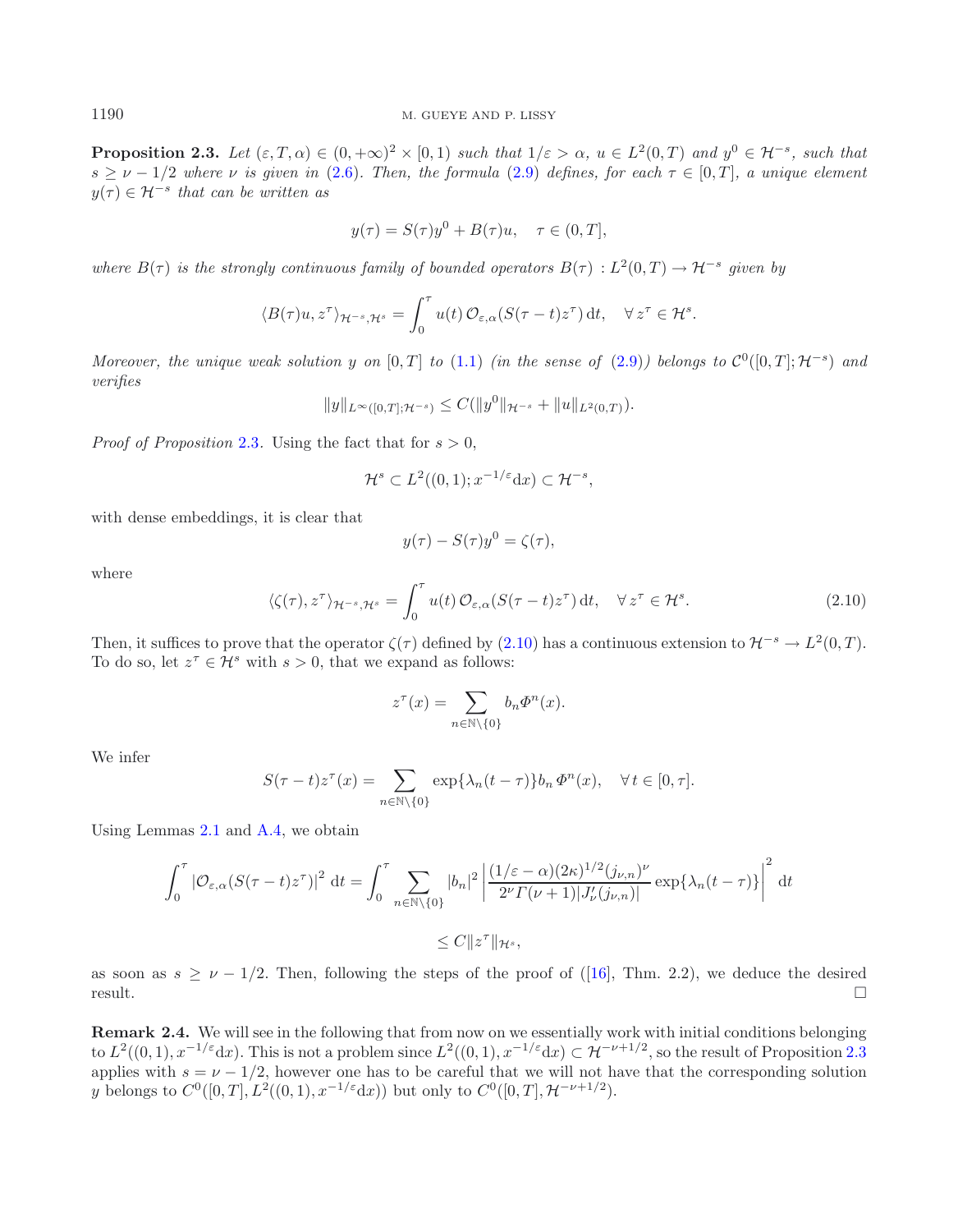**Proposition 2.3.** *Let $(\varepsilon, T, \alpha) \in (0, +\infty)^2 \times [0, 1)$ such that $1/\varepsilon > \alpha$, $u \in L^2(0, T)$ and $y^0 \in \mathcal{H}^{-s}$, such that $s \geq \nu - 1/2$ where $\nu$ is given in (2.6). Then, the formula (2.9) defines, for each $\tau \in [0, T]$, a unique element $y(\tau) \in \mathcal{H}^{-s}$ that can be written as*

$$y(\tau) = S(\tau)y^0 + B(\tau)u, \quad \tau \in (0, T],$$

*where $B(\tau)$ is the strongly continuous family of bounded operators $B(\tau) : L^2(0, T) \to \mathcal{H}^{-s}$ given by*

$$\langle B(\tau)u, z^\tau \rangle_{\mathcal{H}^{-s}, \mathcal{H}^s} = \int_0^\tau u(t)\, \mathcal{O}_{\varepsilon,\alpha}(S(\tau - t)z^\tau)\, \mathrm{d}t, \quad \forall\, z^\tau \in \mathcal{H}^s.$$

*Moreover, the unique weak solution $y$ on $[0, T]$ to (1.1) (in the sense of (2.9)) belongs to $\mathcal{C}^0([0, T]; \mathcal{H}^{-s})$ and verifies*

$$\|y\|_{L^\infty([0,T];\mathcal{H}^{-s})} \leq C(\|y^0\|_{\mathcal{H}^{-s}} + \|u\|_{L^2(0,T)}).$$

*Proof of Proposition 2.3.* Using the fact that for $s > 0$,

$$\mathcal{H}^s \subset L^2((0, 1); x^{-1/\varepsilon}\mathrm{d}x) \subset \mathcal{H}^{-s},$$

with dense embeddings, it is clear that

$$y(\tau) - S(\tau)y^0 = \zeta(\tau),$$

where

$$\langle \zeta(\tau), z^\tau \rangle_{\mathcal{H}^{-s}, \mathcal{H}^s} = \int_0^\tau u(t)\, \mathcal{O}_{\varepsilon,\alpha}(S(\tau - t)z^\tau)\, \mathrm{d}t, \quad \forall\, z^\tau \in \mathcal{H}^s. \tag{2.10}$$

Then, it suffices to prove that the operator $\zeta(\tau)$ defined by (2.10) has a continuous extension to $\mathcal{H}^{-s} \to L^2(0, T)$. To do so, let $z^\tau \in \mathcal{H}^s$ with $s > 0$, that we expand as follows:

$$z^\tau(x) = \sum_{n \in \mathbb{N}\setminus\{0\}} b_n \Phi^n(x).$$

We infer

$$S(\tau - t)z^\tau(x) = \sum_{n \in \mathbb{N}\setminus\{0\}} \exp\{\lambda_n(t - \tau)\} b_n\, \Phi^n(x), \quad \forall\, t \in [0, \tau].$$

Using Lemmas 2.1 and A.4, we obtain

$$\int_0^\tau |\mathcal{O}_{\varepsilon,\alpha}(S(\tau - t)z^\tau)|^2\, \mathrm{d}t = \int_0^\tau \sum_{n \in \mathbb{N}\setminus\{0\}} |b_n|^2 \left| \frac{(1/\varepsilon - \alpha)(2\kappa)^{1/2}(j_{\nu,n})^\nu}{2^\nu \Gamma(\nu + 1)|J_\nu'(j_{\nu,n})|} \exp\{\lambda_n(t - \tau)\} \right|^2 \mathrm{d}t$$

$$\leq C\|z^\tau\|_{\mathcal{H}^s},$$

as soon as $s \geq \nu - 1/2$. Then, following the steps of the proof of ([16], Thm. 2.2), we deduce the desired result. $\square$

**Remark 2.4.** We will see in the following that from now on we essentially work with initial conditions belonging to $L^2((0, 1), x^{-1/\varepsilon}\mathrm{d}x)$. This is not a problem since $L^2((0, 1), x^{-1/\varepsilon}\mathrm{d}x) \subset \mathcal{H}^{-\nu+1/2}$, so the result of Proposition 2.3 applies with $s = \nu - 1/2$, however one has to be careful that we will not have that the corresponding solution $y$ belongs to $C^0([0, T], L^2((0, 1), x^{-1/\varepsilon}\mathrm{d}x))$ but only to $C^0([0, T], \mathcal{H}^{-\nu+1/2})$.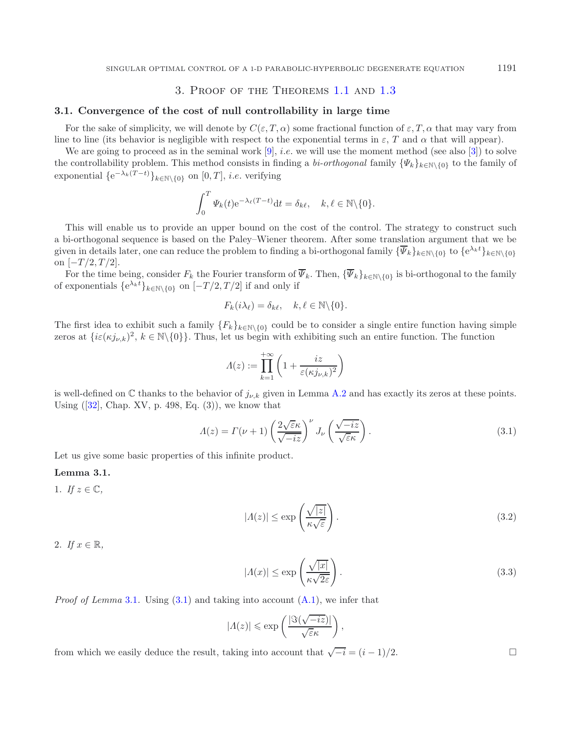## 3. Proof of the Theorems 1.1 and 1.3

### 3.1. Convergence of the cost of null controllability in large time

For the sake of simplicity, we will denote by $C(\varepsilon, T, \alpha)$ some fractional function of $\varepsilon, T, \alpha$ that may vary from line to line (its behavior is negligible with respect to the exponential terms in $\varepsilon$, $T$ and $\alpha$ that will appear).

We are going to proceed as in the seminal work [9], *i.e.* we will use the moment method (see also [3]) to solve the controllability problem. This method consists in finding a *bi-orthogonal* family $\{\Psi_k\}_{k\in\mathbb{N}\backslash\{0\}}$ to the family of exponential $\{\mathrm{e}^{-\lambda_k(T-t)}\}_{k\in\mathbb{N}\backslash\{0\}}$ on $[0,T]$, *i.e.* verifying

$$\int_0^T \Psi_k(t)\mathrm{e}^{-\lambda_\ell(T-t)}\mathrm{d}t = \delta_{k\ell}, \quad k,\ell \in \mathbb{N}\backslash\{0\}.$$

This will enable us to provide an upper bound on the cost of the control. The strategy to construct such a bi-orthogonal sequence is based on the Paley–Wiener theorem. After some translation argument that we be given in details later, one can reduce the problem to finding a bi-orthogonal family $\{\overline{\Psi}_k\}_{k\in\mathbb{N}\backslash\{0\}}$ to $\{\mathrm{e}^{\lambda_k t}\}_{k\in\mathbb{N}\backslash\{0\}}$ on $[-T/2, T/2]$.

For the time being, consider $F_k$ the Fourier transform of $\overline{\Psi}_k$. Then, $\{\overline{\Psi}_k\}_{k\in\mathbb{N}\backslash\{0\}}$ is bi-orthogonal to the family of exponentials $\{\mathrm{e}^{\lambda_k t}\}_{k\in\mathbb{N}\backslash\{0\}}$ on $[-T/2, T/2]$ if and only if

$$F_k(i\lambda_\ell) = \delta_{k\ell}, \quad k,\ell \in \mathbb{N}\backslash\{0\}.$$

The first idea to exhibit such a family $\{F_k\}_{k\in\mathbb{N}\backslash\{0\}}$ could be to consider a single entire function having simple zeros at $\{i\varepsilon(\kappa j_{\nu,k})^2,\ k \in \mathbb{N}\backslash\{0\}\}$. Thus, let us begin with exhibiting such an entire function. The function

$$\Lambda(z) := \prod_{k=1}^{+\infty}\left(1 + \frac{iz}{\varepsilon(\kappa j_{\nu,k})^2}\right)$$

is well-defined on $\mathbb{C}$ thanks to the behavior of $j_{\nu,k}$ given in Lemma A.2 and has exactly its zeros at these points. Using ([32], Chap. XV, p. 498, Eq. (3)), we know that

$$\Lambda(z) = \Gamma(\nu+1)\left(\frac{2\sqrt{\varepsilon}\kappa}{\sqrt{-iz}}\right)^\nu J_\nu\left(\frac{\sqrt{-iz}}{\sqrt{\varepsilon}\kappa}\right). \tag{3.1}$$

Let us give some basic properties of this infinite product.

**Lemma 3.1.**

1. *If* $z \in \mathbb{C}$,

$$|\Lambda(z)| \leq \exp\left(\frac{\sqrt{|z|}}{\kappa\sqrt{\varepsilon}}\right). \tag{3.2}$$

2. *If* $x \in \mathbb{R}$,

$$|\Lambda(x)| \leq \exp\left(\frac{\sqrt{|x|}}{\kappa\sqrt{2\varepsilon}}\right). \tag{3.3}$$

*Proof of Lemma* 3.1. Using (3.1) and taking into account (A.1), we infer that

$$|\Lambda(z)| \leqslant \exp\left(\frac{|\Im(\sqrt{-iz})|}{\sqrt{\varepsilon}\kappa}\right),$$

from which we easily deduce the result, taking into account that $\sqrt{-i} = (i-1)/2$. $\square$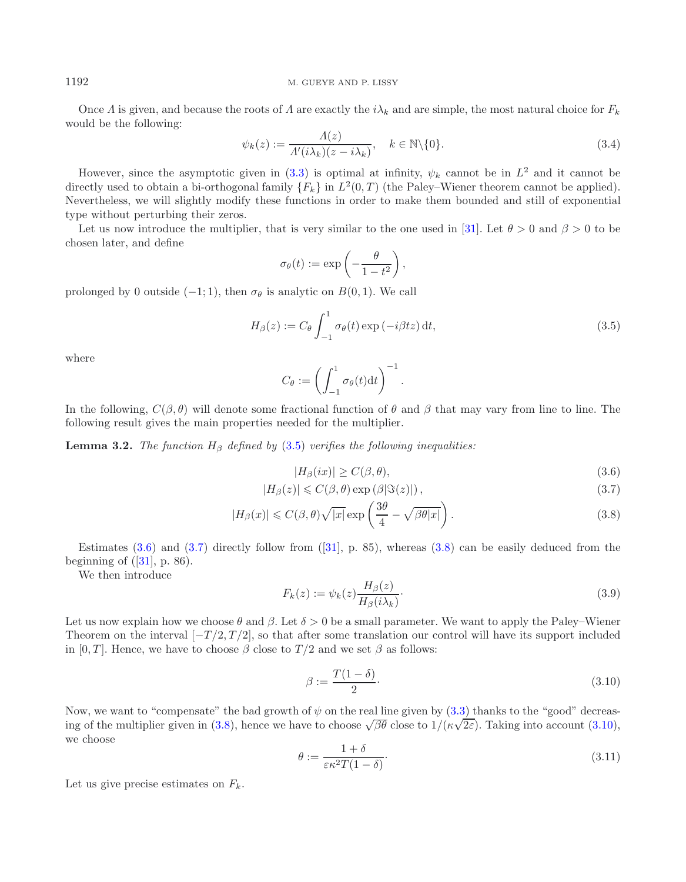Once $\Lambda$ is given, and because the roots of $\Lambda$ are exactly the $i\lambda_k$ and are simple, the most natural choice for $F_k$ would be the following:

$$\psi_k(z) := \frac{\Lambda(z)}{\Lambda'(i\lambda_k)(z - i\lambda_k)}, \quad k \in \mathbb{N}\backslash\{0\}. \tag{3.4}$$

However, since the asymptotic given in (3.3) is optimal at infinity, $\psi_k$ cannot be in $L^2$ and it cannot be directly used to obtain a bi-orthogonal family $\{F_k\}$ in $L^2(0, T)$ (the Paley–Wiener theorem cannot be applied). Nevertheless, we will slightly modify these functions in order to make them bounded and still of exponential type without perturbing their zeros.

Let us now introduce the multiplier, that is very similar to the one used in [31]. Let $\theta > 0$ and $\beta > 0$ to be chosen later, and define

$$\sigma_\theta(t) := \exp\left(-\frac{\theta}{1 - t^2}\right),$$

prolonged by 0 outside $(-1; 1)$, then $\sigma_\theta$ is analytic on $B(0, 1)$. We call

$$H_\beta(z) := C_\theta \int_{-1}^{1} \sigma_\theta(t) \exp(-i\beta t z)\,\mathrm{d}t, \tag{3.5}$$

where

$$C_\theta := \left(\int_{-1}^{1} \sigma_\theta(t)\mathrm{d}t\right)^{-1}.$$

In the following, $C(\beta, \theta)$ will denote some fractional function of $\theta$ and $\beta$ that may vary from line to line. The following result gives the main properties needed for the multiplier.

**Lemma 3.2.** *The function $H_\beta$ defined by (3.5) verifies the following inequalities:*

$$|H_\beta(ix)| \geq C(\beta, \theta), \tag{3.6}$$

$$|H_\beta(z)| \leqslant C(\beta, \theta) \exp(\beta|\Im(z)|), \tag{3.7}$$

$$|H_\beta(x)| \leqslant C(\beta, \theta)\sqrt{|x|} \exp\left(\frac{3\theta}{4} - \sqrt{\beta\theta|x|}\right). \tag{3.8}$$

Estimates (3.6) and (3.7) directly follow from ([31], p. 85), whereas (3.8) can be easily deduced from the beginning of ([31], p. 86).

We then introduce

$$F_k(z) := \psi_k(z)\frac{H_\beta(z)}{H_\beta(i\lambda_k)}. \tag{3.9}$$

Let us now explain how we choose $\theta$ and $\beta$. Let $\delta > 0$ be a small parameter. We want to apply the Paley–Wiener Theorem on the interval $[-T/2, T/2]$, so that after some translation our control will have its support included in $[0, T]$. Hence, we have to choose $\beta$ close to $T/2$ and we set $\beta$ as follows:

$$\beta := \frac{T(1 - \delta)}{2}. \tag{3.10}$$

Now, we want to "compensate" the bad growth of $\psi$ on the real line given by (3.3) thanks to the "good" decreasing of the multiplier given in (3.8), hence we have to choose $\sqrt{\beta\theta}$ close to $1/(\kappa\sqrt{2\varepsilon})$. Taking into account (3.10), we choose

$$\theta := \frac{1 + \delta}{\varepsilon\kappa^2 T(1 - \delta)}. \tag{3.11}$$

Let us give precise estimates on $F_k$.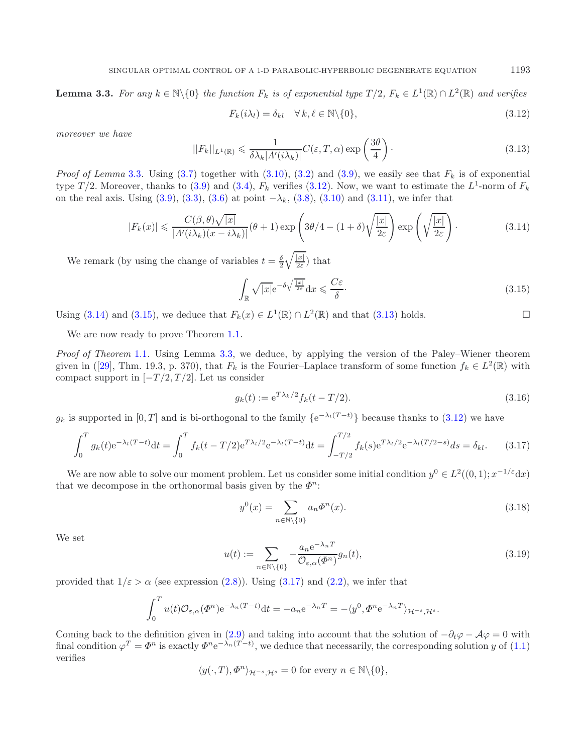**Lemma 3.3.** *For any $k \in \mathbb{N}\backslash\{0\}$ the function $F_k$ is of exponential type $T/2$, $F_k \in L^1(\mathbb{R}) \cap L^2(\mathbb{R})$ and verifies*

$$F_k(i\lambda_l) = \delta_{kl} \quad \forall\, k, \ell \in \mathbb{N}\backslash\{0\}, \tag{3.12}$$

*moreover we have*

$$||F_k||_{L^1(\mathbb{R})} \leqslant \frac{1}{\delta \lambda_k |\Lambda'(i\lambda_k)|} C(\varepsilon, T, \alpha) \exp\left(\frac{3\theta}{4}\right)\cdot \tag{3.13}$$

*Proof of Lemma* 3.3. Using (3.7) together with (3.10), (3.2) and (3.9), we easily see that $F_k$ is of exponential type $T/2$. Moreover, thanks to (3.9) and (3.4), $F_k$ verifies (3.12). Now, we want to estimate the $L^1$-norm of $F_k$ on the real axis. Using (3.9), (3.3), (3.6) at point $-\lambda_k$, (3.8), (3.10) and (3.11), we infer that

$$|F_k(x)| \leqslant \frac{C(\beta,\theta)\sqrt{|x|}}{|\Lambda'(i\lambda_k)(x - i\lambda_k)|}(\theta+1)\exp\left(3\theta/4 - (1+\delta)\sqrt{\frac{|x|}{2\varepsilon}}\right)\exp\left(\sqrt{\frac{|x|}{2\varepsilon}}\right)\cdot \tag{3.14}$$

We remark (by using the change of variables $t = \frac{\delta}{2}\sqrt{\frac{|x|}{2\varepsilon}}$) that

$$\int_{\mathbb{R}} \sqrt{|x|} \mathrm{e}^{-\delta\sqrt{\frac{|x|}{2\varepsilon}}} \mathrm{d}x \leqslant \frac{C\varepsilon}{\delta}\cdot \tag{3.15}$$

Using (3.14) and (3.15), we deduce that $F_k(x) \in L^1(\mathbb{R}) \cap L^2(\mathbb{R})$ and that (3.13) holds. □

We are now ready to prove Theorem 1.1.

*Proof of Theorem* 1.1. Using Lemma 3.3, we deduce, by applying the version of the Paley–Wiener theorem given in ([29], Thm. 19.3, p. 370), that $F_k$ is the Fourier–Laplace transform of some function $f_k \in L^2(\mathbb{R})$ with compact support in $[-T/2, T/2]$. Let us consider

$$g_k(t) := \mathrm{e}^{T\lambda_k/2} f_k(t - T/2). \tag{3.16}$$

$g_k$ is supported in $[0, T]$ and is bi-orthogonal to the family $\{\mathrm{e}^{-\lambda_l(T-t)}\}$ because thanks to (3.12) we have

$$\int_0^T g_k(t)\mathrm{e}^{-\lambda_l(T-t)}\mathrm{d}t = \int_0^T f_k(t - T/2)\mathrm{e}^{T\lambda_l/2}\mathrm{e}^{-\lambda_l(T-t)}\mathrm{d}t = \int_{-T/2}^{T/2} f_k(s)\mathrm{e}^{T\lambda_l/2}\mathrm{e}^{-\lambda_l(T/2-s)}ds = \delta_{kl}. \tag{3.17}$$

We are now able to solve our moment problem. Let us consider some initial condition $y^0 \in L^2((0,1); x^{-1/\varepsilon}\mathrm{d}x)$ that we decompose in the orthonormal basis given by the $\Phi^n$:

$$y^0(x) = \sum_{n\in\mathbb{N}\backslash\{0\}} a_n \Phi^n(x). \tag{3.18}$$

We set

$$u(t) := \sum_{n\in\mathbb{N}\backslash\{0\}} -\frac{a_n \mathrm{e}^{-\lambda_n T}}{\mathcal{O}_{\varepsilon,\alpha}(\Phi^n)} g_n(t), \tag{3.19}$$

provided that $1/\varepsilon > \alpha$ (see expression (2.8)). Using (3.17) and (2.2), we infer that

$$\int_0^T u(t)\mathcal{O}_{\varepsilon,\alpha}(\Phi^n)\mathrm{e}^{-\lambda_n(T-t)}\mathrm{d}t = -a_n \mathrm{e}^{-\lambda_n T} = -\langle y^0, \Phi^n \mathrm{e}^{-\lambda_n T}\rangle_{\mathcal{H}^{-s},\mathcal{H}^s}.$$

Coming back to the definition given in (2.9) and taking into account that the solution of $-\partial_t\varphi - \mathcal{A}\varphi = 0$ with final condition $\varphi^T = \Phi^n$ is exactly $\Phi^n \mathrm{e}^{-\lambda_n(T-t)}$, we deduce that necessarily, the corresponding solution $y$ of (1.1) verifies

$$\langle y(\cdot, T), \Phi^n\rangle_{\mathcal{H}^{-s},\mathcal{H}^s} = 0 \text{ for every } n \in \mathbb{N}\backslash\{0\},$$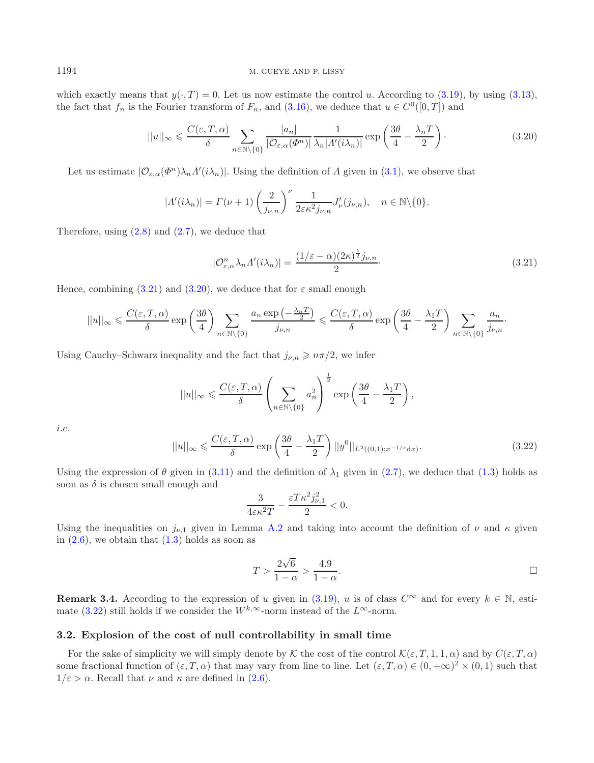which exactly means that $y(\cdot,T)=0$. Let us now estimate the control $u$. According to (3.19), by using (3.13), the fact that $f_n$ is the Fourier transform of $F_n$, and (3.16), we deduce that $u \in C^0([0,T])$ and

$$||u||_\infty \leqslant \frac{C(\varepsilon,T,\alpha)}{\delta} \sum_{n\in\mathbb{N}\backslash\{0\}} \frac{|a_n|}{|\mathcal{O}_{\varepsilon,\alpha}(\Phi^n)|} \frac{1}{\lambda_n |\Lambda'(i\lambda_n)|} \exp\left(\frac{3\theta}{4} - \frac{\lambda_n T}{2}\right). \tag{3.20}$$

Let us estimate $|\mathcal{O}_{\varepsilon,\alpha}(\Phi^n)\lambda_n \Lambda'(i\lambda_n)|$. Using the definition of $\Lambda$ given in (3.1), we observe that

$$|\Lambda'(i\lambda_n)| = \Gamma(\nu+1)\left(\frac{2}{j_{\nu,n}}\right)^\nu \frac{1}{2\varepsilon\kappa^2 j_{\nu,n}} J'_\nu(j_{\nu,n}), \quad n \in \mathbb{N}\backslash\{0\}.$$

Therefore, using (2.8) and (2.7), we deduce that

$$|\mathcal{O}^n_{\varepsilon,\alpha}\lambda_n \Lambda'(i\lambda_n)| = \frac{(1/\varepsilon - \alpha)(2\kappa)^{\frac{1}{2}} j_{\nu,n}}{2}. \tag{3.21}$$

Hence, combining (3.21) and (3.20), we deduce that for $\varepsilon$ small enough

$$||u||_\infty \leqslant \frac{C(\varepsilon,T,\alpha)}{\delta}\exp\left(\frac{3\theta}{4}\right) \sum_{n\in\mathbb{N}\backslash\{0\}} \frac{a_n \exp\left(-\frac{\lambda_n T}{2}\right)}{j_{\nu,n}} \leqslant \frac{C(\varepsilon,T,\alpha)}{\delta}\exp\left(\frac{3\theta}{4} - \frac{\lambda_1 T}{2}\right) \sum_{n\in\mathbb{N}\backslash\{0\}} \frac{a_n}{j_{\nu,n}}.$$

Using Cauchy–Schwarz inequality and the fact that $j_{\nu,n} \geqslant n\pi/2$, we infer

$$||u||_\infty \leqslant \frac{C(\varepsilon,T,\alpha)}{\delta}\left(\sum_{n\in\mathbb{N}\backslash\{0\}} a_n^2\right)^{\frac{1}{2}} \exp\left(\frac{3\theta}{4} - \frac{\lambda_1 T}{2}\right),$$

*i.e.*

$$||u||_\infty \leqslant \frac{C(\varepsilon,T,\alpha)}{\delta}\exp\left(\frac{3\theta}{4} - \frac{\lambda_1 T}{2}\right)||y^0||_{L^2((0,1);x^{-1/\varepsilon}\mathrm{d}x)}. \tag{3.22}$$

Using the expression of $\theta$ given in (3.11) and the definition of $\lambda_1$ given in (2.7), we deduce that (1.3) holds as soon as $\delta$ is chosen small enough and

$$\frac{3}{4\varepsilon\kappa^2 T} - \frac{\varepsilon T \kappa^2 j_{\nu,1}^2}{2} < 0.$$

Using the inequalities on $j_{\nu,1}$ given in Lemma A.2 and taking into account the definition of $\nu$ and $\kappa$ given in (2.6), we obtain that (1.3) holds as soon as

$$T > \frac{2\sqrt{6}}{1-\alpha} > \frac{4.9}{1-\alpha}.$$

□

**Remark 3.4.** According to the expression of $u$ given in (3.19), $u$ is of class $C^\infty$ and for every $k \in \mathbb{N}$, estimate (3.22) still holds if we consider the $W^{k,\infty}$-norm instead of the $L^\infty$-norm.

### 3.2. Explosion of the cost of null controllability in small time

For the sake of simplicity we will simply denote by $\mathcal{K}$ the cost of the control $\mathcal{K}(\varepsilon,T,1,1,\alpha)$ and by $C(\varepsilon,T,\alpha)$ some fractional function of $(\varepsilon,T,\alpha)$ that may vary from line to line. Let $(\varepsilon,T,\alpha) \in (0,+\infty)^2 \times (0,1)$ such that $1/\varepsilon > \alpha$. Recall that $\nu$ and $\kappa$ are defined in (2.6).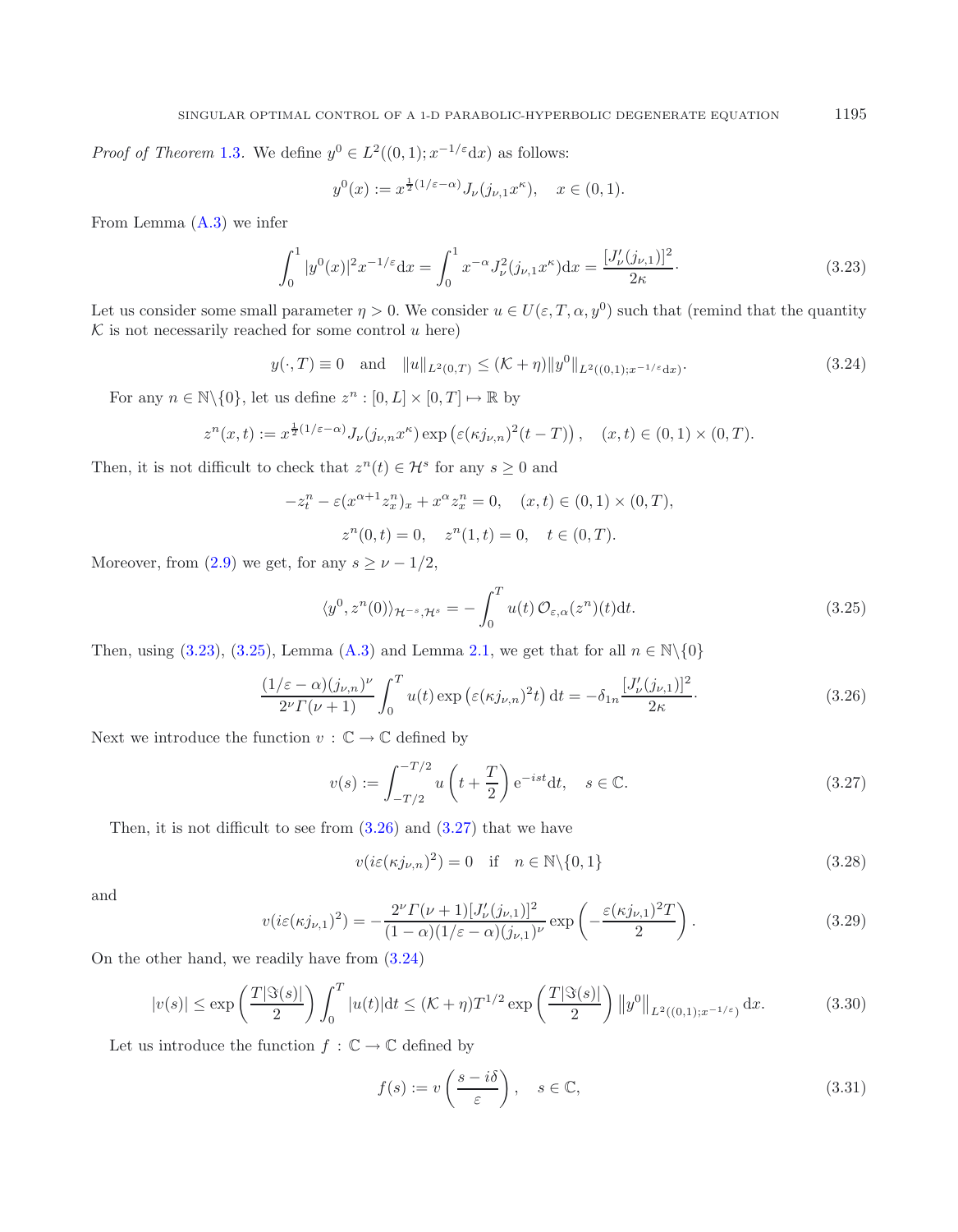*Proof of Theorem* 1.3. We define $y^0 \in L^2((0,1); x^{-1/\varepsilon}\mathrm{d}x)$ as follows:

$$y^0(x) := x^{\frac{1}{2}(1/\varepsilon - \alpha)} J_\nu(j_{\nu,1} x^\kappa), \quad x \in (0,1).$$

From Lemma (A.3) we infer

$$\int_0^1 |y^0(x)|^2 x^{-1/\varepsilon}\mathrm{d}x = \int_0^1 x^{-\alpha} J_\nu^2(j_{\nu,1} x^\kappa)\mathrm{d}x = \frac{[J_\nu'(j_{\nu,1})]^2}{2\kappa}. \tag{3.23}$$

Let us consider some small parameter $\eta > 0$. We consider $u \in U(\varepsilon, T, \alpha, y^0)$ such that (remind that the quantity $\mathcal{K}$ is not necessarily reached for some control $u$ here)

$$y(\cdot, T) \equiv 0 \quad \text{and} \quad \|u\|_{L^2(0,T)} \leq (\mathcal{K} + \eta)\|y^0\|_{L^2((0,1);x^{-1/\varepsilon}\mathrm{d}x)}. \tag{3.24}$$

For any $n \in \mathbb{N}\backslash\{0\}$, let us define $z^n : [0, L] \times [0, T] \mapsto \mathbb{R}$ by

$$z^n(x,t) := x^{\frac{1}{2}(1/\varepsilon - \alpha)} J_\nu(j_{\nu,n} x^\kappa) \exp\left(\varepsilon(\kappa j_{\nu,n})^2(t - T)\right), \quad (x,t) \in (0,1) \times (0,T).$$

Then, it is not difficult to check that $z^n(t) \in \mathcal{H}^s$ for any $s \geq 0$ and

$$-z_t^n - \varepsilon(x^{\alpha+1} z_x^n)_x + x^\alpha z_x^n = 0, \quad (x,t) \in (0,1) \times (0,T),$$

$$z^n(0,t) = 0, \quad z^n(1,t) = 0, \quad t \in (0,T).$$

Moreover, from (2.9) we get, for any $s \geq \nu - 1/2$,

$$\langle y^0, z^n(0)\rangle_{\mathcal{H}^{-s},\mathcal{H}^s} = -\int_0^T u(t)\, \mathcal{O}_{\varepsilon,\alpha}(z^n)(t)\mathrm{d}t. \tag{3.25}$$

Then, using (3.23), (3.25), Lemma (A.3) and Lemma 2.1, we get that for all $n \in \mathbb{N}\backslash\{0\}$

$$\frac{(1/\varepsilon - \alpha)(j_{\nu,n})^\nu}{2^\nu \Gamma(\nu+1)} \int_0^T u(t) \exp\left(\varepsilon(\kappa j_{\nu,n})^2 t\right)\mathrm{d}t = -\delta_{1n}\frac{[J_\nu'(j_{\nu,1})]^2}{2\kappa}. \tag{3.26}$$

Next we introduce the function $v : \mathbb{C} \to \mathbb{C}$ defined by

$$v(s) := \int_{-T/2}^{-T/2} u\left(t + \frac{T}{2}\right) \mathrm{e}^{-ist}\mathrm{d}t, \quad s \in \mathbb{C}. \tag{3.27}$$

Then, it is not difficult to see from (3.26) and (3.27) that we have

$$v(i\varepsilon(\kappa j_{\nu,n})^2) = 0 \quad \text{if} \quad n \in \mathbb{N}\backslash\{0,1\} \tag{3.28}$$

and

$$v(i\varepsilon(\kappa j_{\nu,1})^2) = -\frac{2^\nu \Gamma(\nu+1)[J_\nu'(j_{\nu,1})]^2}{(1-\alpha)(1/\varepsilon - \alpha)(j_{\nu,1})^\nu} \exp\left(-\frac{\varepsilon(\kappa j_{\nu,1})^2 T}{2}\right). \tag{3.29}$$

On the other hand, we readily have from (3.24)

$$|v(s)| \leq \exp\left(\frac{T|\Im(s)|}{2}\right)\int_0^T |u(t)|\mathrm{d}t \leq (\mathcal{K}+\eta)T^{1/2}\exp\left(\frac{T|\Im(s)|}{2}\right)\left\|y^0\right\|_{L^2((0,1);x^{-1/\varepsilon})}\mathrm{d}x. \tag{3.30}$$

Let us introduce the function $f : \mathbb{C} \to \mathbb{C}$ defined by

$$f(s) := v\left(\frac{s - i\delta}{\varepsilon}\right), \quad s \in \mathbb{C}, \tag{3.31}$$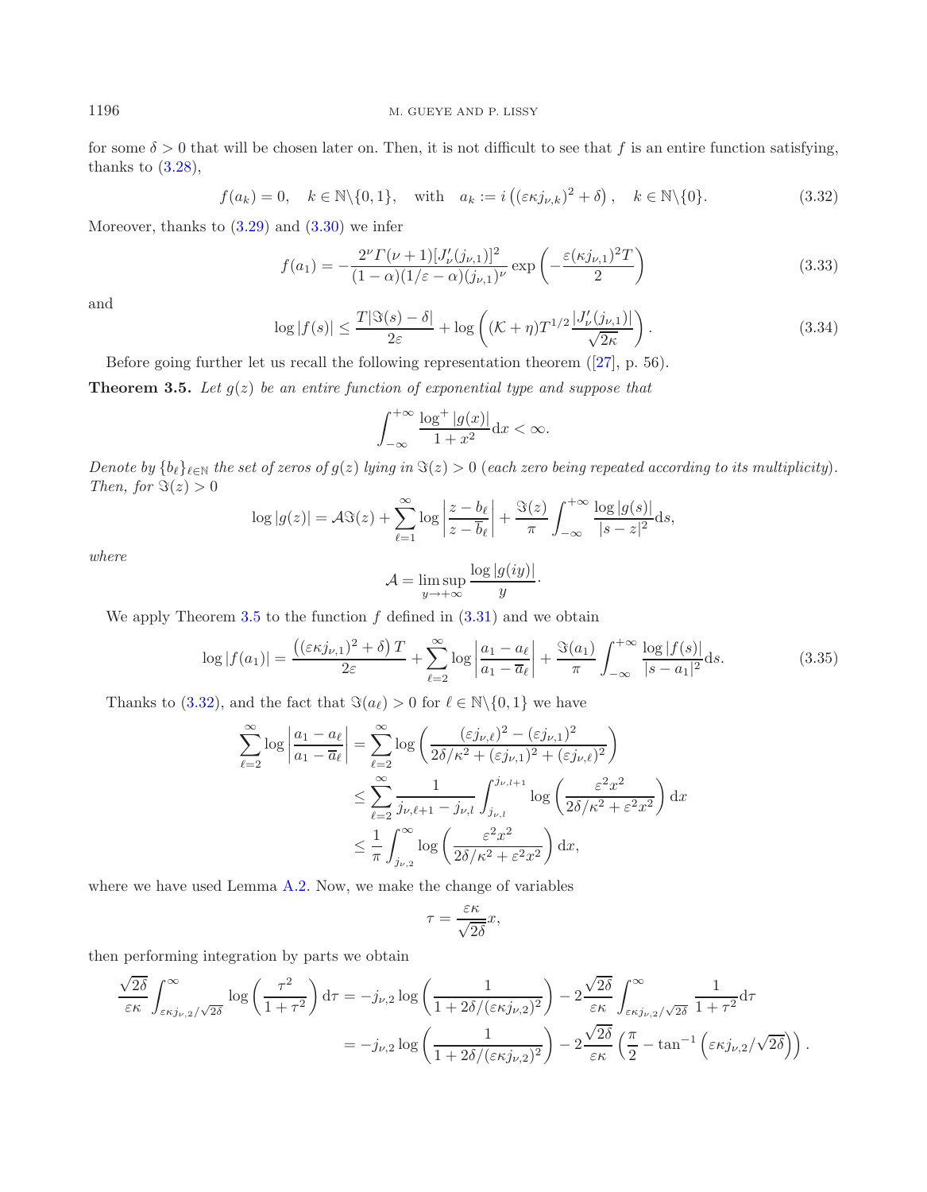for some $\delta > 0$ that will be chosen later on. Then, it is not difficult to see that $f$ is an entire function satisfying, thanks to (3.28),

$$f(a_k) = 0, \quad k \in \mathbb{N}\backslash\{0, 1\}, \quad \text{with} \quad a_k := i\left((\varepsilon\kappa j_{\nu,k})^2 + \delta\right), \quad k \in \mathbb{N}\backslash\{0\}. \tag{3.32}$$

Moreover, thanks to (3.29) and (3.30) we infer

$$f(a_1) = -\frac{2^\nu \Gamma(\nu+1)[J'_\nu(j_{\nu,1})]^2}{(1-\alpha)(1/\varepsilon - \alpha)(j_{\nu,1})^\nu} \exp\left(-\frac{\varepsilon(\kappa j_{\nu,1})^2 T}{2}\right) \tag{3.33}$$

and

$$\log|f(s)| \leq \frac{T|\Im(s) - \delta|}{2\varepsilon} + \log\left((\mathcal{K} + \eta)T^{1/2}\frac{|J'_\nu(j_{\nu,1})|}{\sqrt{2\kappa}}\right). \tag{3.34}$$

Before going further let us recall the following representation theorem ([27], p. 56).

**Theorem 3.5.** *Let $g(z)$ be an entire function of exponential type and suppose that*

$$\int_{-\infty}^{+\infty} \frac{\log^+|g(x)|}{1+x^2}\mathrm{d}x < \infty.$$

*Denote by $\{b_\ell\}_{\ell\in\mathbb{N}}$ the set of zeros of $g(z)$ lying in $\Im(z) > 0$ (each zero being repeated according to its multiplicity). Then, for $\Im(z) > 0$*

$$\log|g(z)| = \mathcal{A}\Im(z) + \sum_{\ell=1}^{\infty} \log\left|\frac{z - b_\ell}{z - \overline{b}_\ell}\right| + \frac{\Im(z)}{\pi}\int_{-\infty}^{+\infty} \frac{\log|g(s)|}{|s-z|^2}\mathrm{d}s,$$

*where*

$$\mathcal{A} = \limsup_{y\to+\infty} \frac{\log|g(iy)|}{y}.$$

We apply Theorem 3.5 to the function $f$ defined in (3.31) and we obtain

$$\log|f(a_1)| = \frac{\left((\varepsilon\kappa j_{\nu,1})^2 + \delta\right)T}{2\varepsilon} + \sum_{\ell=2}^{\infty} \log\left|\frac{a_1 - a_\ell}{a_1 - \overline{a}_\ell}\right| + \frac{\Im(a_1)}{\pi}\int_{-\infty}^{+\infty} \frac{\log|f(s)|}{|s - a_1|^2}\mathrm{d}s. \tag{3.35}$$

Thanks to (3.32), and the fact that $\Im(a_\ell) > 0$ for $\ell \in \mathbb{N}\backslash\{0, 1\}$ we have

$$\begin{aligned}
\sum_{\ell=2}^{\infty} \log\left|\frac{a_1 - a_\ell}{a_1 - \overline{a}_\ell}\right| &= \sum_{\ell=2}^{\infty} \log\left(\frac{(\varepsilon j_{\nu,\ell})^2 - (\varepsilon j_{\nu,1})^2}{2\delta/\kappa^2 + (\varepsilon j_{\nu,1})^2 + (\varepsilon j_{\nu,\ell})^2}\right) \\
&\leq \sum_{\ell=2}^{\infty} \frac{1}{j_{\nu,\ell+1} - j_{\nu,l}} \int_{j_{\nu,l}}^{j_{\nu,l+1}} \log\left(\frac{\varepsilon^2 x^2}{2\delta/\kappa^2 + \varepsilon^2 x^2}\right)\mathrm{d}x \\
&\leq \frac{1}{\pi}\int_{j_{\nu,2}}^{\infty} \log\left(\frac{\varepsilon^2 x^2}{2\delta/\kappa^2 + \varepsilon^2 x^2}\right)\mathrm{d}x,
\end{aligned}$$

where we have used Lemma A.2. Now, we make the change of variables

$$\tau = \frac{\varepsilon\kappa}{\sqrt{2\delta}}x,$$

then performing integration by parts we obtain

$$\begin{aligned}
\frac{\sqrt{2\delta}}{\varepsilon\kappa}\int_{\varepsilon\kappa j_{\nu,2}/\sqrt{2\delta}}^{\infty} \log\left(\frac{\tau^2}{1+\tau^2}\right)\mathrm{d}\tau &= -j_{\nu,2}\log\left(\frac{1}{1 + 2\delta/(\varepsilon\kappa j_{\nu,2})^2}\right) - 2\frac{\sqrt{2\delta}}{\varepsilon\kappa}\int_{\varepsilon\kappa j_{\nu,2}/\sqrt{2\delta}}^{\infty} \frac{1}{1+\tau^2}\mathrm{d}\tau \\
&= -j_{\nu,2}\log\left(\frac{1}{1 + 2\delta/(\varepsilon\kappa j_{\nu,2})^2}\right) - 2\frac{\sqrt{2\delta}}{\varepsilon\kappa}\left(\frac{\pi}{2} - \tan^{-1}\left(\varepsilon\kappa j_{\nu,2}/\sqrt{2\delta}\right)\right).
\end{aligned}$$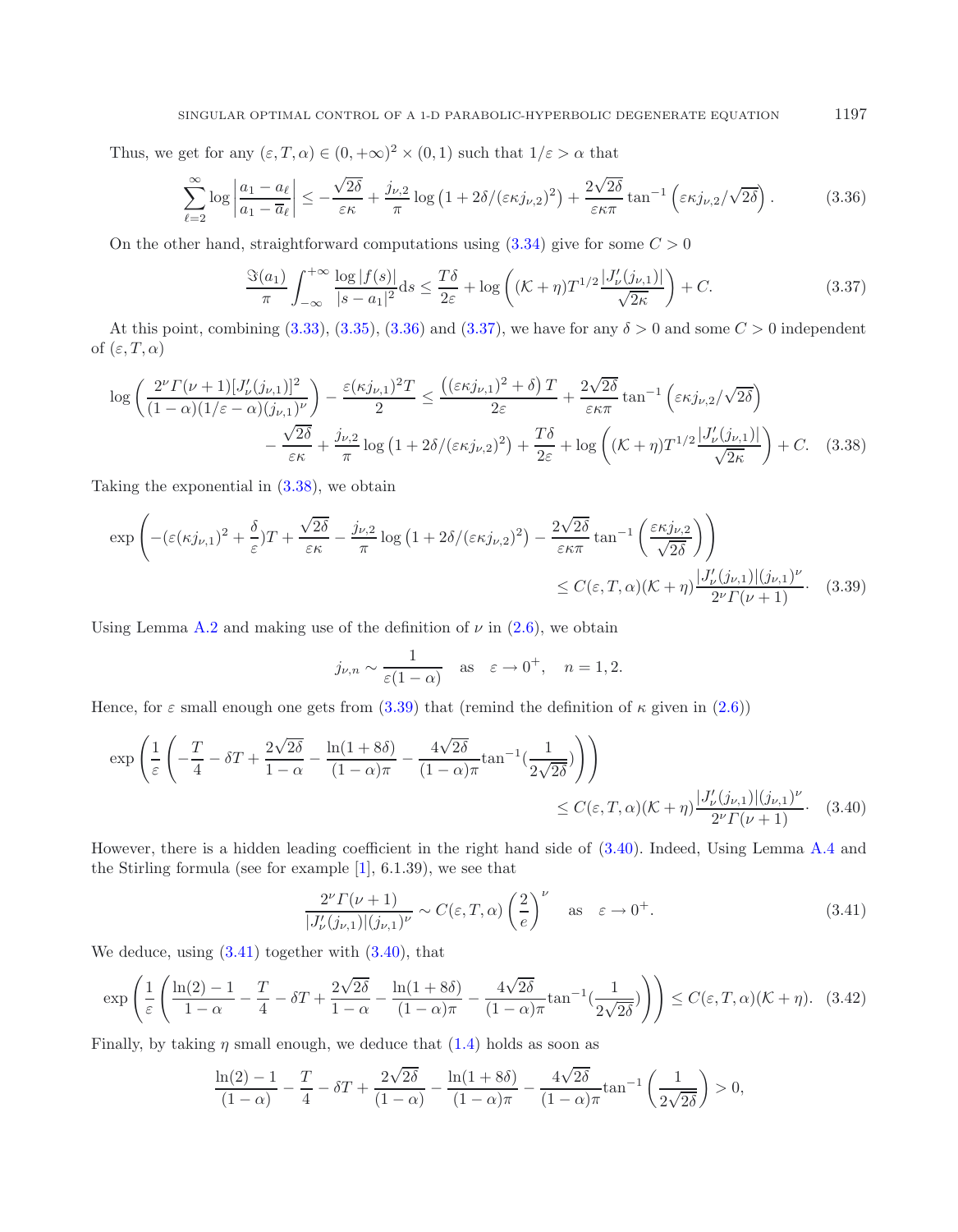Thus, we get for any $(\varepsilon, T, \alpha) \in (0,+\infty)^2 \times (0,1)$ such that $1/\varepsilon > \alpha$ that

$$\sum_{\ell=2}^{\infty} \log \left| \frac{a_1 - a_\ell}{a_1 - \overline{a}_\ell} \right| \leq -\frac{\sqrt{2\delta}}{\varepsilon\kappa} + \frac{j_{\nu,2}}{\pi} \log\left(1 + 2\delta/(\varepsilon\kappa j_{\nu,2})^2\right) + \frac{2\sqrt{2\delta}}{\varepsilon\kappa\pi} \tan^{-1}\left(\varepsilon\kappa j_{\nu,2}/\sqrt{2\delta}\right). \tag{3.36}$$

On the other hand, straightforward computations using (3.34) give for some $C > 0$

$$\frac{\Im(a_1)}{\pi} \int_{-\infty}^{+\infty} \frac{\log|f(s)|}{|s - a_1|^2} \mathrm{d}s \leq \frac{T\delta}{2\varepsilon} + \log\left( (\mathcal{K} + \eta) T^{1/2} \frac{|J'_\nu(j_{\nu,1})|}{\sqrt{2\kappa}} \right) + C. \tag{3.37}$$

At this point, combining (3.33), (3.35), (3.36) and (3.37), we have for any $\delta > 0$ and some $C > 0$ independent of $(\varepsilon, T, \alpha)$

$$\begin{aligned}\log\left( \frac{2^\nu \Gamma(\nu+1)[J'_\nu(j_{\nu,1})]^2}{(1-\alpha)(1/\varepsilon - \alpha)(j_{\nu,1})^\nu} \right) - \frac{\varepsilon(\kappa j_{\nu,1})^2 T}{2} &\leq \frac{\left((\varepsilon\kappa j_{\nu,1})^2 + \delta\right) T}{2\varepsilon} + \frac{2\sqrt{2\delta}}{\varepsilon\kappa\pi} \tan^{-1}\left(\varepsilon\kappa j_{\nu,2}/\sqrt{2\delta}\right) \\ &\quad - \frac{\sqrt{2\delta}}{\varepsilon\kappa} + \frac{j_{\nu,2}}{\pi}\log\left(1 + 2\delta/(\varepsilon\kappa j_{\nu,2})^2\right) + \frac{T\delta}{2\varepsilon} + \log\left( (\mathcal{K}+\eta) T^{1/2} \frac{|J'_\nu(j_{\nu,1})|}{\sqrt{2\kappa}} \right) + C. \end{aligned} \tag{3.38}$$

Taking the exponential in (3.38), we obtain

$$\begin{aligned}\exp\left( -(\varepsilon(\kappa j_{\nu,1})^2 + \frac{\delta}{\varepsilon})T + \frac{\sqrt{2\delta}}{\varepsilon\kappa} - \frac{j_{\nu,2}}{\pi}\log\left(1 + 2\delta/(\varepsilon\kappa j_{\nu,2})^2\right) - \frac{2\sqrt{2\delta}}{\varepsilon\kappa\pi}\tan^{-1}\left(\frac{\varepsilon\kappa j_{\nu,2}}{\sqrt{2\delta}}\right) \right) \\ \leq C(\varepsilon, T, \alpha)(\mathcal{K}+\eta) \frac{|J'_\nu(j_{\nu,1})|(j_{\nu,1})^\nu}{2^\nu \Gamma(\nu+1)} \cdot \end{aligned} \tag{3.39}$$

Using Lemma A.2 and making use of the definition of $\nu$ in (2.6), we obtain

$$j_{\nu,n} \sim \frac{1}{\varepsilon(1-\alpha)} \quad \text{as} \quad \varepsilon \to 0^+, \quad n = 1, 2.$$

Hence, for $\varepsilon$ small enough one gets from (3.39) that (remind the definition of $\kappa$ given in (2.6))

$$\begin{aligned}\exp\left( \frac{1}{\varepsilon}\left( -\frac{T}{4} - \delta T + \frac{2\sqrt{2\delta}}{1-\alpha} - \frac{\ln(1+8\delta)}{(1-\alpha)\pi} - \frac{4\sqrt{2\delta}}{(1-\alpha)\pi}\tan^{-1}\left(\frac{1}{2\sqrt{2\delta}}\right) \right) \right) \\ \leq C(\varepsilon, T, \alpha)(\mathcal{K}+\eta) \frac{|J'_\nu(j_{\nu,1})|(j_{\nu,1})^\nu}{2^\nu \Gamma(\nu+1)} \cdot \end{aligned} \tag{3.40}$$

However, there is a hidden leading coefficient in the right hand side of (3.40). Indeed, Using Lemma A.4 and the Stirling formula (see for example [1], 6.1.39), we see that

$$\frac{2^\nu \Gamma(\nu+1)}{|J'_\nu(j_{\nu,1})|(j_{\nu,1})^\nu} \sim C(\varepsilon, T, \alpha)\left(\frac{2}{e}\right)^\nu \quad \text{as} \quad \varepsilon \to 0^+. \tag{3.41}$$

We deduce, using (3.41) together with (3.40), that

$$\exp\left( \frac{1}{\varepsilon}\left( \frac{\ln(2) - 1}{1-\alpha} - \frac{T}{4} - \delta T + \frac{2\sqrt{2\delta}}{1-\alpha} - \frac{\ln(1+8\delta)}{(1-\alpha)\pi} - \frac{4\sqrt{2\delta}}{(1-\alpha)\pi}\tan^{-1}\left(\frac{1}{2\sqrt{2\delta}}\right) \right) \right) \leq C(\varepsilon, T, \alpha)(\mathcal{K}+\eta). \tag{3.42}$$

Finally, by taking $\eta$ small enough, we deduce that (1.4) holds as soon as

$$\frac{\ln(2) - 1}{(1-\alpha)} - \frac{T}{4} - \delta T + \frac{2\sqrt{2\delta}}{(1-\alpha)} - \frac{\ln(1+8\delta)}{(1-\alpha)\pi} - \frac{4\sqrt{2\delta}}{(1-\alpha)\pi}\tan^{-1}\left(\frac{1}{2\sqrt{2\delta}}\right) > 0,$$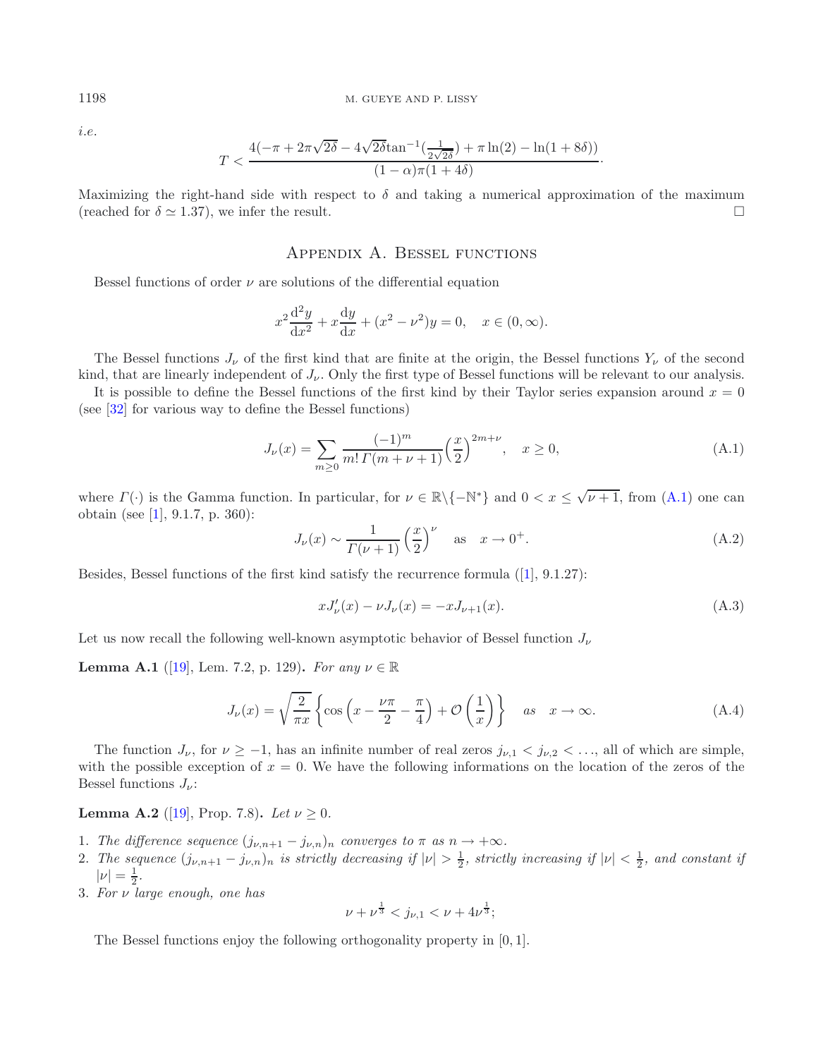*i.e.*

$$T < \frac{4(-\pi + 2\pi\sqrt{2\delta} - 4\sqrt{2\delta}\tan^{-1}(\frac{1}{2\sqrt{2\delta}}) + \pi\ln(2) - \ln(1+8\delta))}{(1-\alpha)\pi(1+4\delta)}.$$

Maximizing the right-hand side with respect to $\delta$ and taking a numerical approximation of the maximum (reached for $\delta \simeq 1.37$), we infer the result. □

## Appendix A. Bessel functions

Bessel functions of order $\nu$ are solutions of the differential equation

$$x^2\frac{\mathrm{d}^2y}{\mathrm{d}x^2} + x\frac{\mathrm{d}y}{\mathrm{d}x} + (x^2 - \nu^2)y = 0, \quad x \in (0, \infty).$$

The Bessel functions $J_\nu$ of the first kind that are finite at the origin, the Bessel functions $Y_\nu$ of the second kind, that are linearly independent of $J_\nu$. Only the first type of Bessel functions will be relevant to our analysis.

It is possible to define the Bessel functions of the first kind by their Taylor series expansion around $x = 0$ (see [32] for various way to define the Bessel functions)

$$J_\nu(x) = \sum_{m\geq 0} \frac{(-1)^m}{m!\,\Gamma(m+\nu+1)}\Big(\frac{x}{2}\Big)^{2m+\nu}, \quad x \geq 0, \tag{A.1}$$

where $\Gamma(\cdot)$ is the Gamma function. In particular, for $\nu \in \mathbb{R}\backslash\{-\mathbb{N}^*\}$ and $0 < x \leq \sqrt{\nu+1}$, from (A.1) one can obtain (see [1], 9.1.7, p. 360):

$$J_\nu(x) \sim \frac{1}{\Gamma(\nu+1)}\left(\frac{x}{2}\right)^\nu \quad \text{as} \quad x \to 0^+. \tag{A.2}$$

Besides, Bessel functions of the first kind satisfy the recurrence formula ([1], 9.1.27):

$$xJ'_\nu(x) - \nu J_\nu(x) = -xJ_{\nu+1}(x). \tag{A.3}$$

Let us now recall the following well-known asymptotic behavior of Bessel function $J_\nu$

**Lemma A.1** ([19], Lem. 7.2, p. 129)**.** *For any* $\nu \in \mathbb{R}$

$$J_\nu(x) = \sqrt{\frac{2}{\pi x}}\left\{\cos\left(x - \frac{\nu\pi}{2} - \frac{\pi}{4}\right) + \mathcal{O}\left(\frac{1}{x}\right)\right\} \quad \text{as} \quad x \to \infty. \tag{A.4}$$

The function $J_\nu$, for $\nu \geq -1$, has an infinite number of real zeros $j_{\nu,1} < j_{\nu,2} < \ldots$, all of which are simple, with the possible exception of $x = 0$. We have the following informations on the location of the zeros of the Bessel functions $J_\nu$:

**Lemma A.2** ([19], Prop. 7.8)**.** *Let* $\nu \geq 0$.

1. *The difference sequence* $(j_{\nu,n+1} - j_{\nu,n})_n$ *converges to* $\pi$ *as* $n \to +\infty$.
2. *The sequence* $(j_{\nu,n+1} - j_{\nu,n})_n$ *is strictly decreasing if* $|\nu| > \frac{1}{2}$, *strictly increasing if* $|\nu| < \frac{1}{2}$, *and constant if* $|\nu| = \frac{1}{2}$.
3. *For* $\nu$ *large enough, one has*

$$\nu + \nu^{\frac{1}{3}} < j_{\nu,1} < \nu + 4\nu^{\frac{1}{3}};$$

The Bessel functions enjoy the following orthogonality property in $[0, 1]$.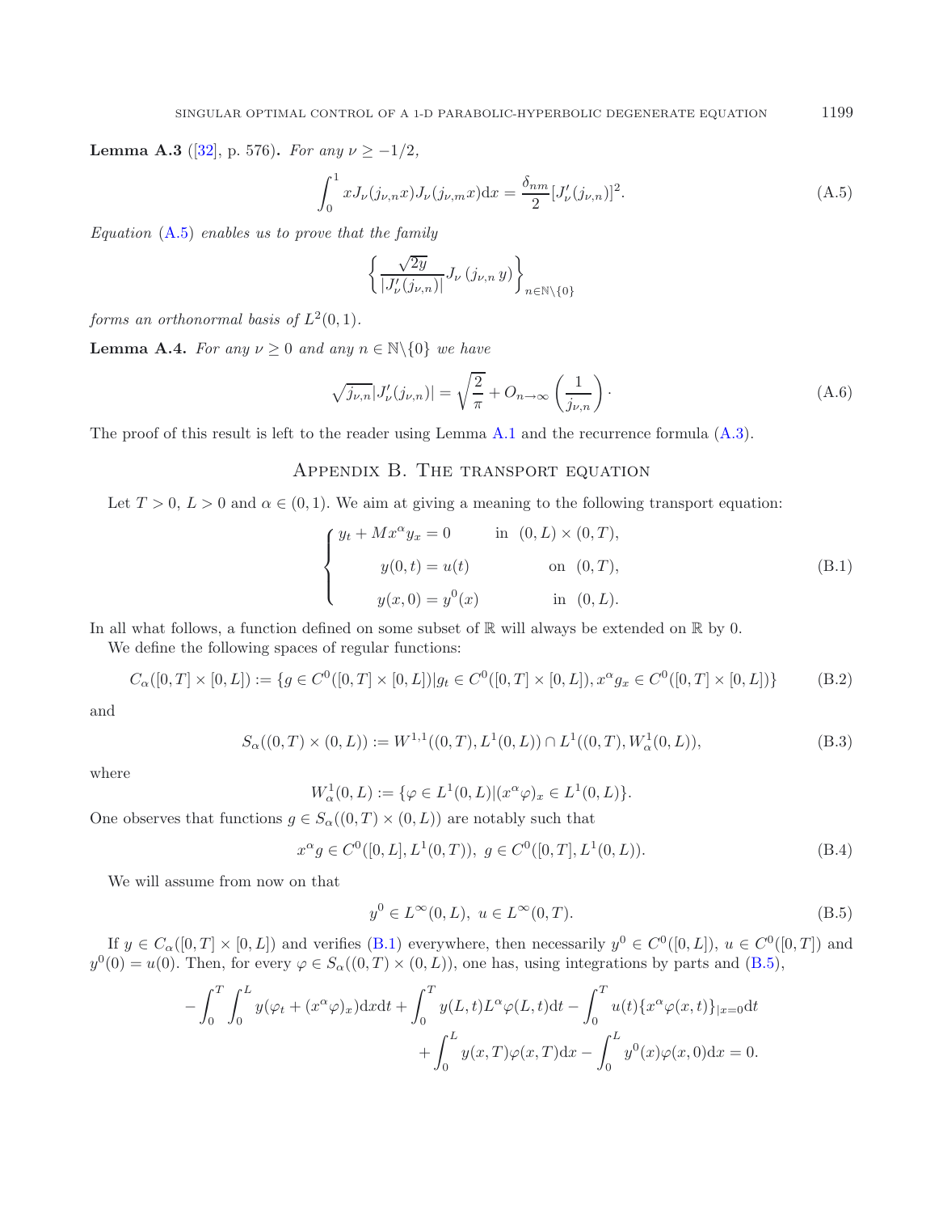**Lemma A.3** ([32], p. 576)**.** *For any $\nu \geq -1/2$,*

$$\int_0^1 x J_\nu(j_{\nu,n}x) J_\nu(j_{\nu,m}x) \mathrm{d}x = \frac{\delta_{nm}}{2}[J_\nu'(j_{\nu,n})]^2. \tag{A.5}$$

*Equation* (A.5) *enables us to prove that the family*

$$\left\{ \frac{\sqrt{2y}}{|J_\nu'(j_{\nu,n})|} J_\nu\left(j_{\nu,n}\, y\right) \right\}_{n \in \mathbb{N}\setminus\{0\}}$$

*forms an orthonormal basis of $L^2(0,1)$.*

**Lemma A.4.** *For any $\nu \geq 0$ and any $n \in \mathbb{N}\setminus\{0\}$ we have*

$$\sqrt{j_{\nu,n}} |J_\nu'(j_{\nu,n})| = \sqrt{\frac{2}{\pi}} + O_{n\to\infty}\left(\frac{1}{j_{\nu,n}}\right)\cdot \tag{A.6}$$

The proof of this result is left to the reader using Lemma A.1 and the recurrence formula (A.3).

## Appendix B. The transport equation

Let $T > 0$, $L > 0$ and $\alpha \in (0,1)$. We aim at giving a meaning to the following transport equation:

$$\begin{cases} y_t + Mx^\alpha y_x = 0 & \text{in } (0,L)\times(0,T), \\ y(0,t) = u(t) & \text{on } (0,T), \\ y(x,0) = y^0(x) & \text{in } (0,L). \end{cases} \tag{B.1}$$

In all what follows, a function defined on some subset of $\mathbb{R}$ will always be extended on $\mathbb{R}$ by 0.

We define the following spaces of regular functions:

$$C_\alpha([0,T]\times[0,L]) := \{g \in C^0([0,T]\times[0,L]) | g_t \in C^0([0,T]\times[0,L]), x^\alpha g_x \in C^0([0,T]\times[0,L])\} \tag{B.2}$$

and

$$S_\alpha((0,T)\times(0,L)) := W^{1,1}((0,T), L^1(0,L)) \cap L^1((0,T), W^1_\alpha(0,L)), \tag{B.3}$$

where

$$W^1_\alpha(0,L) := \{\varphi \in L^1(0,L) | (x^\alpha \varphi)_x \in L^1(0,L)\}.$$

One observes that functions $g \in S_\alpha((0,T)\times(0,L))$ are notably such that

$$x^\alpha g \in C^0([0,L], L^1(0,T)),\ g \in C^0([0,T], L^1(0,L)). \tag{B.4}$$

We will assume from now on that

$$y^0 \in L^\infty(0,L),\ u \in L^\infty(0,T). \tag{B.5}$$

If $y \in C_\alpha([0,T]\times[0,L])$ and verifies (B.1) everywhere, then necessarily $y^0 \in C^0([0,L])$, $u \in C^0([0,T])$ and $y^0(0) = u(0)$. Then, for every $\varphi \in S_\alpha((0,T)\times(0,L))$, one has, using integrations by parts and (B.5),

$$-\int_0^T \int_0^L y(\varphi_t + (x^\alpha\varphi)_x)\mathrm{d}x\mathrm{d}t + \int_0^T y(L,t)L^\alpha\varphi(L,t)\mathrm{d}t - \int_0^T u(t)\{x^\alpha\varphi(x,t)\}_{|x=0}\mathrm{d}t$$
$$+ \int_0^L y(x,T)\varphi(x,T)\mathrm{d}x - \int_0^L y^0(x)\varphi(x,0)\mathrm{d}x = 0.$$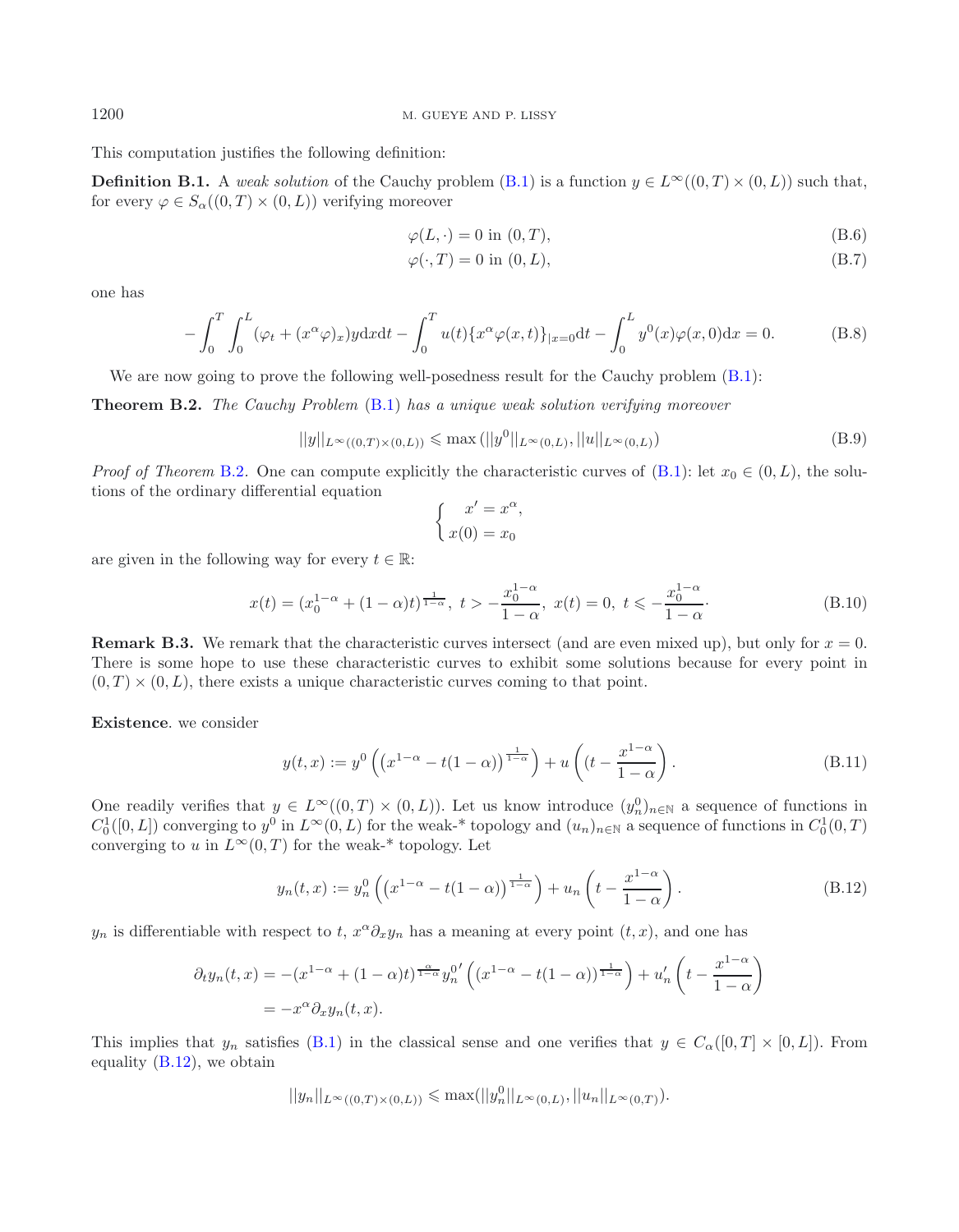This computation justifies the following definition:

**Definition B.1.** A *weak solution* of the Cauchy problem (B.1) is a function $y \in L^\infty((0,T)\times(0,L))$ such that, for every $\varphi \in S_\alpha((0,T)\times(0,L))$ verifying moreover

$$\varphi(L,\cdot) = 0 \text{ in } (0,T), \tag{B.6}$$

$$\varphi(\cdot,T) = 0 \text{ in } (0,L), \tag{B.7}$$

one has

$$-\int_0^T\int_0^L (\varphi_t + (x^\alpha\varphi)_x)y\mathrm{d}x\mathrm{d}t - \int_0^T u(t)\{x^\alpha\varphi(x,t)\}_{|x=0}\mathrm{d}t - \int_0^L y^0(x)\varphi(x,0)\mathrm{d}x = 0. \tag{B.8}$$

We are now going to prove the following well-posedness result for the Cauchy problem (B.1):

**Theorem B.2.** *The Cauchy Problem* (B.1) *has a unique weak solution verifying moreover*

$$||y||_{L^\infty((0,T)\times(0,L))} \leqslant \max\left(||y^0||_{L^\infty(0,L)}, ||u||_{L^\infty(0,L)}\right) \tag{B.9}$$

*Proof of Theorem* B.2. One can compute explicitly the characteristic curves of (B.1): let $x_0 \in (0,L)$, the solutions of the ordinary differential equation

$$\begin{cases} x' = x^\alpha, \\ x(0) = x_0 \end{cases}$$

are given in the following way for every $t \in \mathbb{R}$:

$$x(t) = (x_0^{1-\alpha} + (1-\alpha)t)^{\frac{1}{1-\alpha}},\ t > -\frac{x_0^{1-\alpha}}{1-\alpha},\ x(t) = 0,\ t \leqslant -\frac{x_0^{1-\alpha}}{1-\alpha}. \tag{B.10}$$

**Remark B.3.** We remark that the characteristic curves intersect (and are even mixed up), but only for $x = 0$. There is some hope to use these characteristic curves to exhibit some solutions because for every point in $(0,T)\times(0,L)$, there exists a unique characteristic curves coming to that point.

**Existence**. we consider

$$y(t,x) := y^0\left(\left(x^{1-\alpha} - t(1-\alpha)\right)^{\frac{1}{1-\alpha}}\right) + u\left((t - \frac{x^{1-\alpha}}{1-\alpha}\right). \tag{B.11}$$

One readily verifies that $y \in L^\infty((0,T)\times(0,L))$. Let us know introduce $(y_n^0)_{n\in\mathbb{N}}$ a sequence of functions in $C_0^1([0,L])$ converging to $y^0$ in $L^\infty(0,L)$ for the weak-* topology and $(u_n)_{n\in\mathbb{N}}$ a sequence of functions in $C_0^1(0,T)$ converging to $u$ in $L^\infty(0,T)$ for the weak-* topology. Let

$$y_n(t,x) := y_n^0\left(\left(x^{1-\alpha} - t(1-\alpha)\right)^{\frac{1}{1-\alpha}}\right) + u_n\left(t - \frac{x^{1-\alpha}}{1-\alpha}\right). \tag{B.12}$$

$y_n$ is differentiable with respect to $t$, $x^\alpha\partial_x y_n$ has a meaning at every point $(t,x)$, and one has

$$\begin{aligned}\partial_t y_n(t,x) &= -(x^{1-\alpha} + (1-\alpha)t)^{\frac{\alpha}{1-\alpha}} {y_n^0}'\left(\left(x^{1-\alpha} - t(1-\alpha)\right)^{\frac{1}{1-\alpha}}\right) + u_n'\left(t - \frac{x^{1-\alpha}}{1-\alpha}\right) \\ &= -x^\alpha\partial_x y_n(t,x).\end{aligned}$$

This implies that $y_n$ satisfies (B.1) in the classical sense and one verifies that $y \in C_\alpha([0,T]\times[0,L])$. From equality (B.12), we obtain

$$||y_n||_{L^\infty((0,T)\times(0,L))} \leqslant \max(||y_n^0||_{L^\infty(0,L)}, ||u_n||_{L^\infty(0,T)}).$$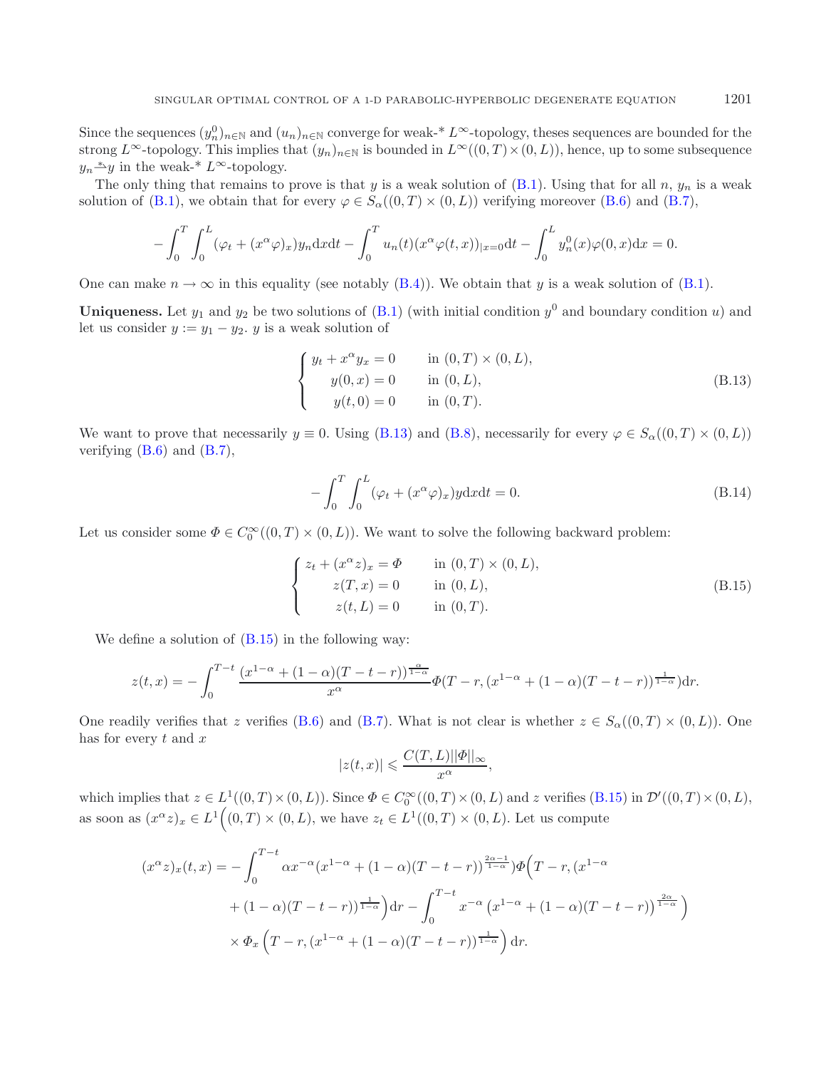Since the sequences $(y_n^0)_{n\in\mathbb{N}}$ and $(u_n)_{n\in\mathbb{N}}$ converge for weak-* $L^\infty$-topology, theses sequences are bounded for the strong $L^\infty$-topology. This implies that $(y_n)_{n\in\mathbb{N}}$ is bounded in $L^\infty((0,T)\times(0,L))$, hence, up to some subsequence $y_n \overset{*}{\rightharpoonup} y$ in the weak-* $L^\infty$-topology.

The only thing that remains to prove is that $y$ is a weak solution of (B.1). Using that for all $n$, $y_n$ is a weak solution of (B.1), we obtain that for every $\varphi \in S_\alpha((0,T)\times(0,L))$ verifying moreover (B.6) and (B.7),

$$
-\int_0^T\int_0^L(\varphi_t + (x^\alpha\varphi)_x)y_n\mathrm{d}x\mathrm{d}t - \int_0^T u_n(t)(x^\alpha\varphi(t,x))_{|x=0}\mathrm{d}t - \int_0^L y_n^0(x)\varphi(0,x)\mathrm{d}x = 0.
$$

One can make $n\to\infty$ in this equality (see notably (B.4)). We obtain that $y$ is a weak solution of (B.1).

**Uniqueness.** Let $y_1$ and $y_2$ be two solutions of (B.1) (with initial condition $y^0$ and boundary condition $u$) and let us consider $y := y_1 - y_2$. $y$ is a weak solution of

$$
\begin{cases}
y_t + x^\alpha y_x = 0 & \text{in } (0,T)\times(0,L),\\
y(0,x) = 0 & \text{in } (0,L),\\
y(t,0) = 0 & \text{in } (0,T).
\end{cases}
\tag{B.13}
$$

We want to prove that necessarily $y\equiv 0$. Using (B.13) and (B.8), necessarily for every $\varphi\in S_\alpha((0,T)\times(0,L))$ verifying (B.6) and (B.7),

$$
-\int_0^T\int_0^L(\varphi_t + (x^\alpha\varphi)_x)y\mathrm{d}x\mathrm{d}t = 0.
\tag{B.14}
$$

Let us consider some $\Phi\in C_0^\infty((0,T)\times(0,L))$. We want to solve the following backward problem:

$$
\begin{cases}
z_t + (x^\alpha z)_x = \Phi & \text{in } (0,T)\times(0,L),\\
z(T,x) = 0 & \text{in } (0,L),\\
z(t,L) = 0 & \text{in } (0,T).
\end{cases}
\tag{B.15}
$$

We define a solution of (B.15) in the following way:

$$
z(t,x) = -\int_0^{T-t}\frac{(x^{1-\alpha}+(1-\alpha)(T-t-r))^{\frac{\alpha}{1-\alpha}}}{x^\alpha}\Phi(T-r,(x^{1-\alpha}+(1-\alpha)(T-t-r))^{\frac{1}{1-\alpha}})\mathrm{d}r.
$$

One readily verifies that $z$ verifies (B.6) and (B.7). What is not clear is whether $z\in S_\alpha((0,T)\times(0,L))$. One has for every $t$ and $x$

$$
|z(t,x)| \leqslant \frac{C(T,L)||\Phi||_\infty}{x^\alpha},
$$

which implies that $z\in L^1((0,T)\times(0,L))$. Since $\Phi\in C_0^\infty((0,T)\times(0,L)$ and $z$ verifies (B.15) in $\mathcal{D}'((0,T)\times(0,L)$, as soon as $(x^\alpha z)_x\in L^1\Big((0,T)\times(0,L)$, we have $z_t\in L^1((0,T)\times(0,L)$. Let us compute

$$
\begin{aligned}
(x^\alpha z)_x(t,x) = &-\int_0^{T-t}\alpha x^{-\alpha}(x^{1-\alpha}+(1-\alpha)(T-t-r))^{\frac{2\alpha-1}{1-\alpha}}\Phi\Big(T-r,(x^{1-\alpha}\\
&+(1-\alpha)(T-t-r))^{\frac{1}{1-\alpha}}\Big)\mathrm{d}r - \int_0^{T-t}x^{-\alpha}\left(x^{1-\alpha}+(1-\alpha)(T-t-r)\right)^{\frac{2\alpha}{1-\alpha}}\Big)\\
&\times\Phi_x\left(T-r,(x^{1-\alpha}+(1-\alpha)(T-t-r))^{\frac{1}{1-\alpha}}\right)\mathrm{d}r.
\end{aligned}
$$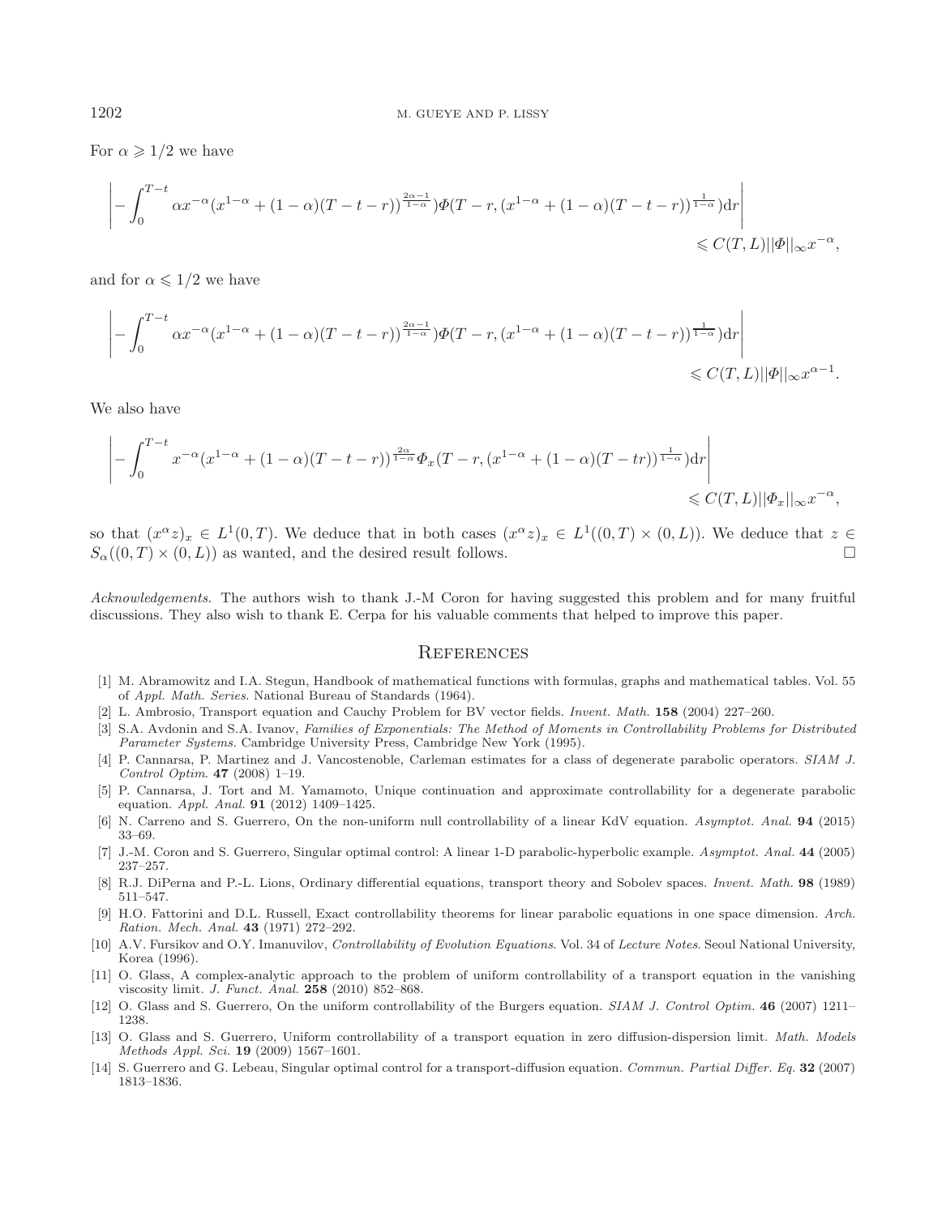For $\alpha \geqslant 1/2$ we have

$$\left| -\int_0^{T-t} \alpha x^{-\alpha}(x^{1-\alpha}+(1-\alpha)(T-t-r))^{\frac{2\alpha-1}{1-\alpha}})\varPhi(T-r,(x^{1-\alpha}+(1-\alpha)(T-t-r))^{\frac{1}{1-\alpha}})\mathrm{d}r \right| \leqslant C(T,L)||\varPhi||_\infty x^{-\alpha},$$

and for $\alpha \leqslant 1/2$ we have

$$\left| -\int_0^{T-t} \alpha x^{-\alpha}(x^{1-\alpha}+(1-\alpha)(T-t-r))^{\frac{2\alpha-1}{1-\alpha}})\varPhi(T-r,(x^{1-\alpha}+(1-\alpha)(T-t-r))^{\frac{1}{1-\alpha}})\mathrm{d}r \right| \leqslant C(T,L)||\varPhi||_\infty x^{\alpha-1}.$$

We also have

$$\left| -\int_0^{T-t} x^{-\alpha}(x^{1-\alpha}+(1-\alpha)(T-t-r))^{\frac{2\alpha}{1-\alpha}}\varPhi_x(T-r,(x^{1-\alpha}+(1-\alpha)(T-tr))^{\frac{1}{1-\alpha}})\mathrm{d}r \right| \leqslant C(T,L)||\varPhi_x||_\infty x^{-\alpha},$$

so that $(x^\alpha z)_x \in L^1(0,T)$. We deduce that in both cases $(x^\alpha z)_x \in L^1((0,T)\times(0,L))$. We deduce that $z \in S_\alpha((0,T)\times(0,L))$ as wanted, and the desired result follows. □

*Acknowledgements.* The authors wish to thank J.-M Coron for having suggested this problem and for many fruitful discussions. They also wish to thank E. Cerpa for his valuable comments that helped to improve this paper.

## References

[1] M. Abramowitz and I.A. Stegun, Handbook of mathematical functions with formulas, graphs and mathematical tables. Vol. 55 of *Appl. Math. Series.* National Bureau of Standards (1964).

[2] L. Ambrosio, Transport equation and Cauchy Problem for BV vector fields. *Invent. Math.* **158** (2004) 227–260.

[3] S.A. Avdonin and S.A. Ivanov, *Families of Exponentials: The Method of Moments in Controllability Problems for Distributed Parameter Systems.* Cambridge University Press, Cambridge New York (1995).

[4] P. Cannarsa, P. Martinez and J. Vancostenoble, Carleman estimates for a class of degenerate parabolic operators. *SIAM J. Control Optim.* **47** (2008) 1–19.

[5] P. Cannarsa, J. Tort and M. Yamamoto, Unique continuation and approximate controllability for a degenerate parabolic equation. *Appl. Anal.* **91** (2012) 1409–1425.

[6] N. Carreno and S. Guerrero, On the non-uniform null controllability of a linear KdV equation. *Asymptot. Anal.* **94** (2015) 33–69.

[7] J.-M. Coron and S. Guerrero, Singular optimal control: A linear 1-D parabolic-hyperbolic example. *Asymptot. Anal.* **44** (2005) 237–257.

[8] R.J. DiPerna and P.-L. Lions, Ordinary differential equations, transport theory and Sobolev spaces. *Invent. Math.* **98** (1989) 511–547.

[9] H.O. Fattorini and D.L. Russell, Exact controllability theorems for linear parabolic equations in one space dimension. *Arch. Ration. Mech. Anal.* **43** (1971) 272–292.

[10] A.V. Fursikov and O.Y. Imanuvilov, *Controllability of Evolution Equations.* Vol. 34 of *Lecture Notes.* Seoul National University, Korea (1996).

[11] O. Glass, A complex-analytic approach to the problem of uniform controllability of a transport equation in the vanishing viscosity limit. *J. Funct. Anal.* **258** (2010) 852–868.

[12] O. Glass and S. Guerrero, On the uniform controllability of the Burgers equation. *SIAM J. Control Optim.* **46** (2007) 1211–1238.

[13] O. Glass and S. Guerrero, Uniform controllability of a transport equation in zero diffusion-dispersion limit. *Math. Models Methods Appl. Sci.* **19** (2009) 1567–1601.

[14] S. Guerrero and G. Lebeau, Singular optimal control for a transport-diffusion equation. *Commun. Partial Differ. Eq.* **32** (2007) 1813–1836.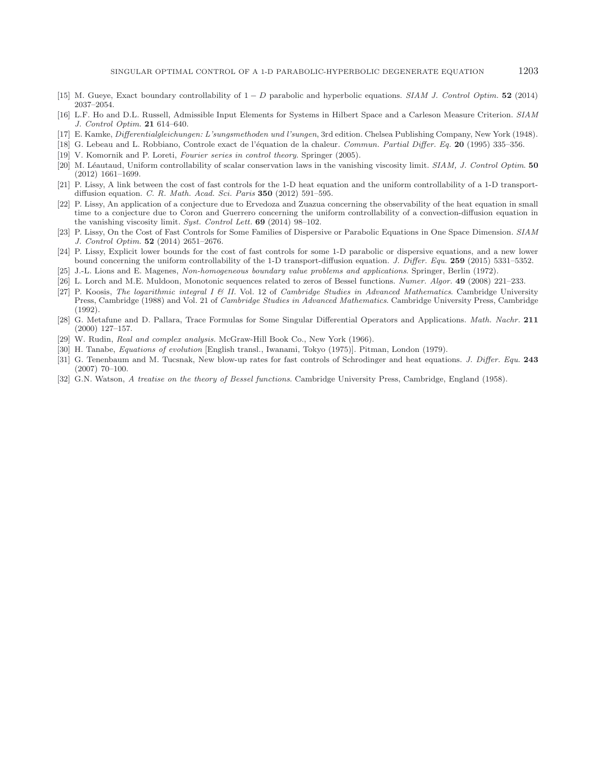[15] M. Gueye, Exact boundary controllability of $1-D$ parabolic and hyperbolic equations. *SIAM J. Control Optim.* **52** (2014) 2037–2054.

[16] L.F. Ho and D.L. Russell, Admissible Input Elements for Systems in Hilbert Space and a Carleson Measure Criterion. *SIAM J. Control Optim.* **21** 614–640.

[17] E. Kamke, *Differentialgleichungen: L'sungsmethoden und l'sungen*, 3rd edition. Chelsea Publishing Company, New York (1948).

[18] G. Lebeau and L. Robbiano, Controle exact de l'équation de la chaleur. *Commun. Partial Differ. Eq.* **20** (1995) 335–356.

[19] V. Komornik and P. Loreti, *Fourier series in control theory.* Springer (2005).

[20] M. Léautaud, Uniform controllability of scalar conservation laws in the vanishing viscosity limit. *SIAM, J. Control Optim.* **50** (2012) 1661–1699.

[21] P. Lissy, A link between the cost of fast controls for the 1-D heat equation and the uniform controllability of a 1-D transport-diffusion equation. *C. R. Math. Acad. Sci. Paris* **350** (2012) 591–595.

[22] P. Lissy, An application of a conjecture due to Ervedoza and Zuazua concerning the observability of the heat equation in small time to a conjecture due to Coron and Guerrero concerning the uniform controllability of a convection-diffusion equation in the vanishing viscosity limit. *Syst. Control Lett.* **69** (2014) 98–102.

[23] P. Lissy, On the Cost of Fast Controls for Some Families of Dispersive or Parabolic Equations in One Space Dimension. *SIAM J. Control Optim.* **52** (2014) 2651–2676.

[24] P. Lissy, Explicit lower bounds for the cost of fast controls for some 1-D parabolic or dispersive equations, and a new lower bound concerning the uniform controllability of the 1-D transport-diffusion equation. *J. Differ. Equ.* **259** (2015) 5331–5352.

[25] J.-L. Lions and E. Magenes, *Non-homogeneous boundary value problems and applications*. Springer, Berlin (1972).

[26] L. Lorch and M.E. Muldoon, Monotonic sequences related to zeros of Bessel functions. *Numer. Algor.* **49** (2008) 221–233.

[27] P. Koosis, *The logarithmic integral I & II.* Vol. 12 of *Cambridge Studies in Advanced Mathematics*. Cambridge University Press, Cambridge (1988) and Vol. 21 of *Cambridge Studies in Advanced Mathematics*. Cambridge University Press, Cambridge (1992).

[28] G. Metafune and D. Pallara, Trace Formulas for Some Singular Differential Operators and Applications. *Math. Nachr.* **211** (2000) 127–157.

[29] W. Rudin, *Real and complex analysis*. McGraw-Hill Book Co., New York (1966).

[30] H. Tanabe, *Equations of evolution* [English transl., Iwanami, Tokyo (1975)]. Pitman, London (1979).

[31] G. Tenenbaum and M. Tucsnak, New blow-up rates for fast controls of Schrodinger and heat equations. *J. Differ. Equ.* **243** (2007) 70–100.

[32] G.N. Watson, *A treatise on the theory of Bessel functions*. Cambridge University Press, Cambridge, England (1958).